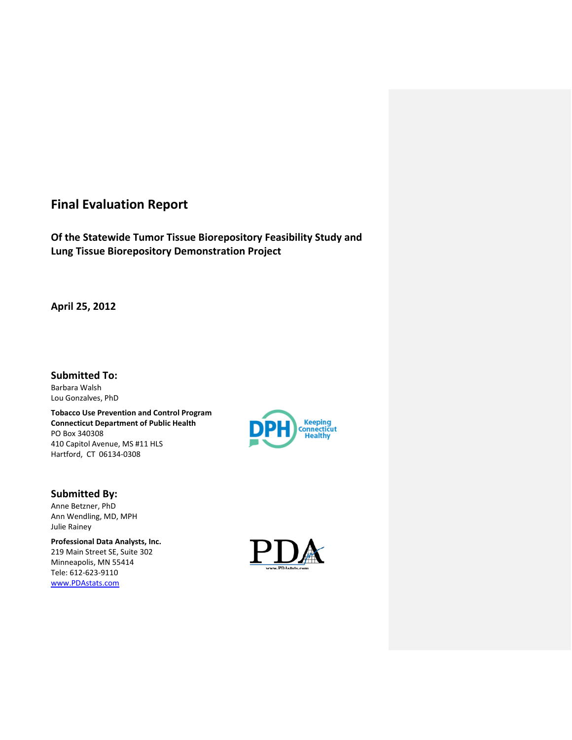# Final Evaluation Report

## Of the Statewide Tumor Tissue Biorepository Feasibility Study and Lung Tissue Biorepository Demonstration Project

**April 25, 2012**

### Submitted To:

Barbara Walsh
Lou Gonzalves, PhD

**Tobacco Use Prevention and Control Program**
**Connecticut Department of Public Health**
PO Box 340308
410 Capitol Avenue, MS #11 HLS
Hartford, CT 06134-0308

DPH Keeping Connecticut Healthy

### Submitted By:

Anne Betzner, PhD
Ann Wendling, MD, MPH
Julie Rainey

**Professional Data Analysts, Inc.**
219 Main Street SE, Suite 302
Minneapolis, MN 55414
Tele: 612-623-9110
www.PDAstats.com

PDA
www.PDAstats.com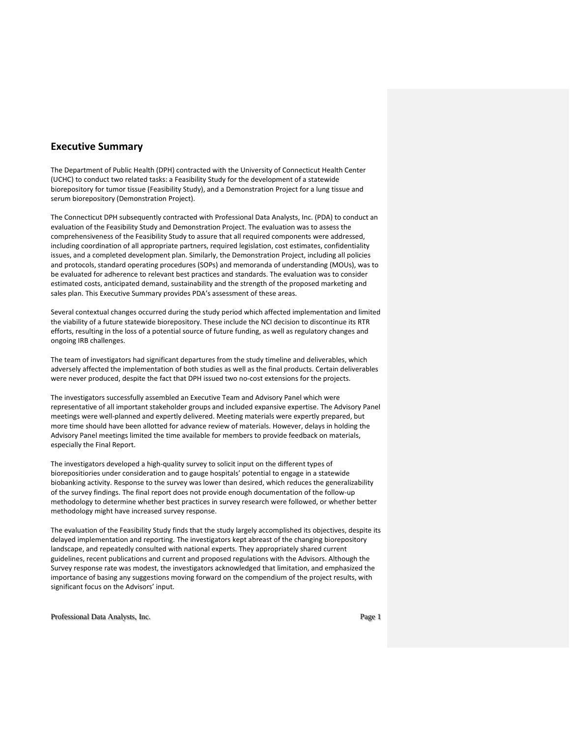## Executive Summary

The Department of Public Health (DPH) contracted with the University of Connecticut Health Center (UCHC) to conduct two related tasks: a Feasibility Study for the development of a statewide biorepository for tumor tissue (Feasibility Study), and a Demonstration Project for a lung tissue and serum biorepository (Demonstration Project).

The Connecticut DPH subsequently contracted with Professional Data Analysts, Inc. (PDA) to conduct an evaluation of the Feasibility Study and Demonstration Project. The evaluation was to assess the comprehensiveness of the Feasibility Study to assure that all required components were addressed, including coordination of all appropriate partners, required legislation, cost estimates, confidentiality issues, and a completed development plan. Similarly, the Demonstration Project, including all policies and protocols, standard operating procedures (SOPs) and memoranda of understanding (MOUs), was to be evaluated for adherence to relevant best practices and standards. The evaluation was to consider estimated costs, anticipated demand, sustainability and the strength of the proposed marketing and sales plan. This Executive Summary provides PDA's assessment of these areas.

Several contextual changes occurred during the study period which affected implementation and limited the viability of a future statewide biorepository. These include the NCI decision to discontinue its RTR efforts, resulting in the loss of a potential source of future funding, as well as regulatory changes and ongoing IRB challenges.

The team of investigators had significant departures from the study timeline and deliverables, which adversely affected the implementation of both studies as well as the final products. Certain deliverables were never produced, despite the fact that DPH issued two no-cost extensions for the projects.

The investigators successfully assembled an Executive Team and Advisory Panel which were representative of all important stakeholder groups and included expansive expertise. The Advisory Panel meetings were well-planned and expertly delivered. Meeting materials were expertly prepared, but more time should have been allotted for advance review of materials. However, delays in holding the Advisory Panel meetings limited the time available for members to provide feedback on materials, especially the Final Report.

The investigators developed a high-quality survey to solicit input on the different types of biorepositiories under consideration and to gauge hospitals' potential to engage in a statewide biobanking activity. Response to the survey was lower than desired, which reduces the generalizability of the survey findings. The final report does not provide enough documentation of the follow-up methodology to determine whether best practices in survey research were followed, or whether better methodology might have increased survey response.

The evaluation of the Feasibility Study finds that the study largely accomplished its objectives, despite its delayed implementation and reporting. The investigators kept abreast of the changing biorepository landscape, and repeatedly consulted with national experts. They appropriately shared current guidelines, recent publications and current and proposed regulations with the Advisors. Although the Survey response rate was modest, the investigators acknowledged that limitation, and emphasized the importance of basing any suggestions moving forward on the compendium of the project results, with significant focus on the Advisors' input.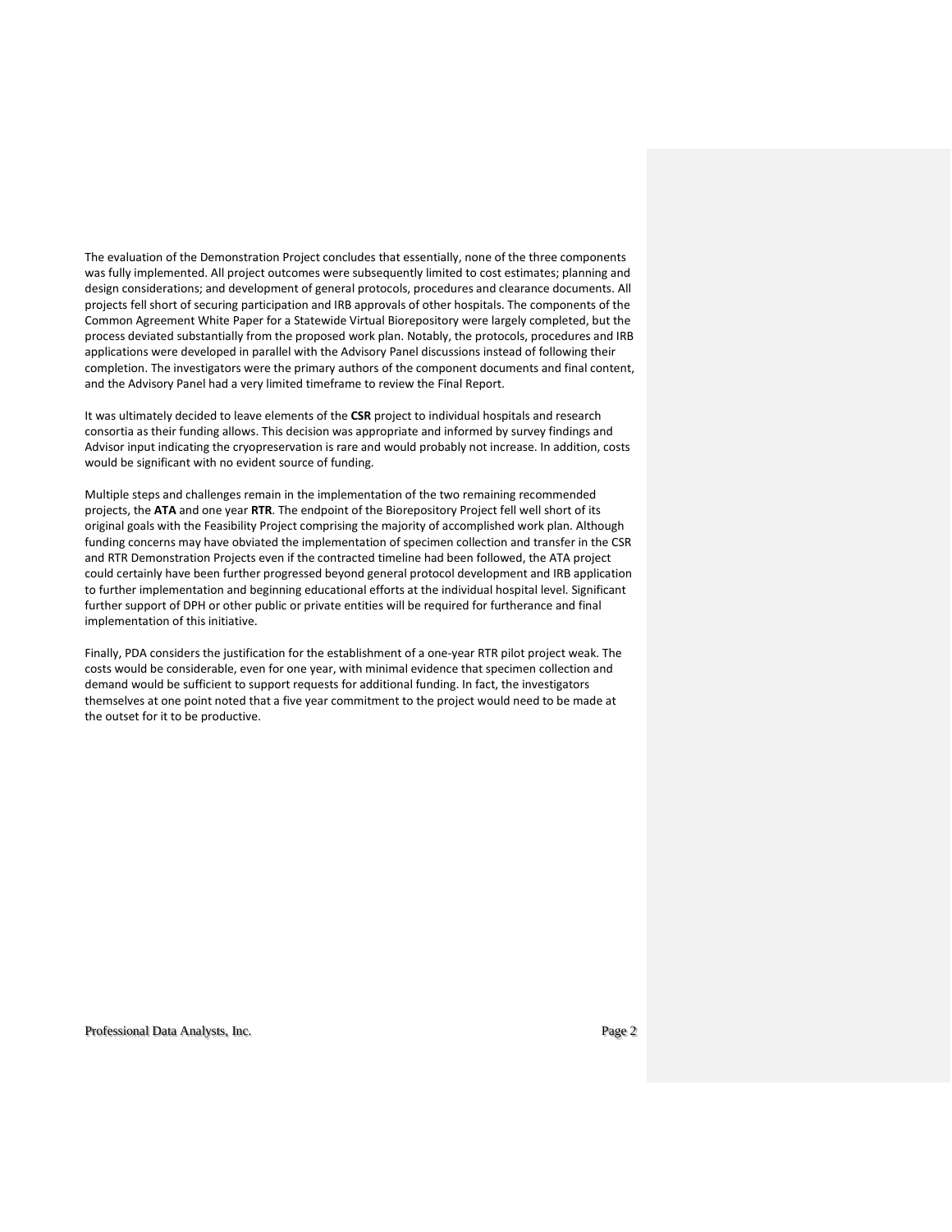The evaluation of the Demonstration Project concludes that essentially, none of the three components was fully implemented. All project outcomes were subsequently limited to cost estimates; planning and design considerations; and development of general protocols, procedures and clearance documents. All projects fell short of securing participation and IRB approvals of other hospitals. The components of the Common Agreement White Paper for a Statewide Virtual Biorepository were largely completed, but the process deviated substantially from the proposed work plan. Notably, the protocols, procedures and IRB applications were developed in parallel with the Advisory Panel discussions instead of following their completion. The investigators were the primary authors of the component documents and final content, and the Advisory Panel had a very limited timeframe to review the Final Report.

It was ultimately decided to leave elements of the **CSR** project to individual hospitals and research consortia as their funding allows. This decision was appropriate and informed by survey findings and Advisor input indicating the cryopreservation is rare and would probably not increase. In addition, costs would be significant with no evident source of funding.

Multiple steps and challenges remain in the implementation of the two remaining recommended projects, the **ATA** and one year **RTR**. The endpoint of the Biorepository Project fell well short of its original goals with the Feasibility Project comprising the majority of accomplished work plan. Although funding concerns may have obviated the implementation of specimen collection and transfer in the CSR and RTR Demonstration Projects even if the contracted timeline had been followed, the ATA project could certainly have been further progressed beyond general protocol development and IRB application to further implementation and beginning educational efforts at the individual hospital level. Significant further support of DPH or other public or private entities will be required for furtherance and final implementation of this initiative.

Finally, PDA considers the justification for the establishment of a one-year RTR pilot project weak. The costs would be considerable, even for one year, with minimal evidence that specimen collection and demand would be sufficient to support requests for additional funding. In fact, the investigators themselves at one point noted that a five year commitment to the project would need to be made at the outset for it to be productive.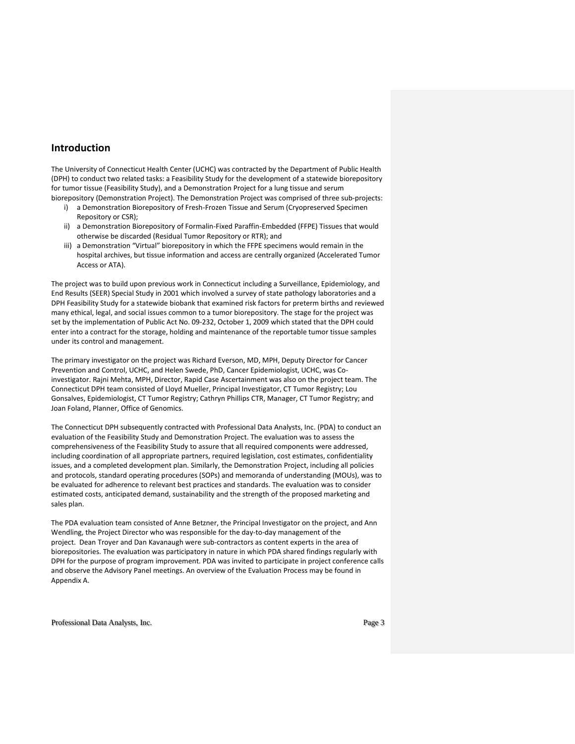## Introduction

The University of Connecticut Health Center (UCHC) was contracted by the Department of Public Health (DPH) to conduct two related tasks: a Feasibility Study for the development of a statewide biorepository for tumor tissue (Feasibility Study), and a Demonstration Project for a lung tissue and serum biorepository (Demonstration Project). The Demonstration Project was comprised of three sub-projects:

i) a Demonstration Biorepository of Fresh-Frozen Tissue and Serum (Cryopreserved Specimen Repository or CSR);
ii) a Demonstration Biorepository of Formalin-Fixed Paraffin-Embedded (FFPE) Tissues that would otherwise be discarded (Residual Tumor Repository or RTR); and
iii) a Demonstration "Virtual" biorepository in which the FFPE specimens would remain in the hospital archives, but tissue information and access are centrally organized (Accelerated Tumor Access or ATA).

The project was to build upon previous work in Connecticut including a Surveillance, Epidemiology, and End Results (SEER) Special Study in 2001 which involved a survey of state pathology laboratories and a DPH Feasibility Study for a statewide biobank that examined risk factors for preterm births and reviewed many ethical, legal, and social issues common to a tumor biorepository. The stage for the project was set by the implementation of Public Act No. 09-232, October 1, 2009 which stated that the DPH could enter into a contract for the storage, holding and maintenance of the reportable tumor tissue samples under its control and management.

The primary investigator on the project was Richard Everson, MD, MPH, Deputy Director for Cancer Prevention and Control, UCHC, and Helen Swede, PhD, Cancer Epidemiologist, UCHC, was Co-investigator. Rajni Mehta, MPH, Director, Rapid Case Ascertainment was also on the project team. The Connecticut DPH team consisted of Lloyd Mueller, Principal Investigator, CT Tumor Registry; Lou Gonsalves, Epidemiologist, CT Tumor Registry; Cathryn Phillips CTR, Manager, CT Tumor Registry; and Joan Foland, Planner, Office of Genomics.

The Connecticut DPH subsequently contracted with Professional Data Analysts, Inc. (PDA) to conduct an evaluation of the Feasibility Study and Demonstration Project. The evaluation was to assess the comprehensiveness of the Feasibility Study to assure that all required components were addressed, including coordination of all appropriate partners, required legislation, cost estimates, confidentiality issues, and a completed development plan. Similarly, the Demonstration Project, including all policies and protocols, standard operating procedures (SOPs) and memoranda of understanding (MOUs), was to be evaluated for adherence to relevant best practices and standards. The evaluation was to consider estimated costs, anticipated demand, sustainability and the strength of the proposed marketing and sales plan.

The PDA evaluation team consisted of Anne Betzner, the Principal Investigator on the project, and Ann Wendling, the Project Director who was responsible for the day-to-day management of the project. Dean Troyer and Dan Kavanaugh were sub-contractors as content experts in the area of biorepositories. The evaluation was participatory in nature in which PDA shared findings regularly with DPH for the purpose of program improvement. PDA was invited to participate in project conference calls and observe the Advisory Panel meetings. An overview of the Evaluation Process may be found in Appendix A.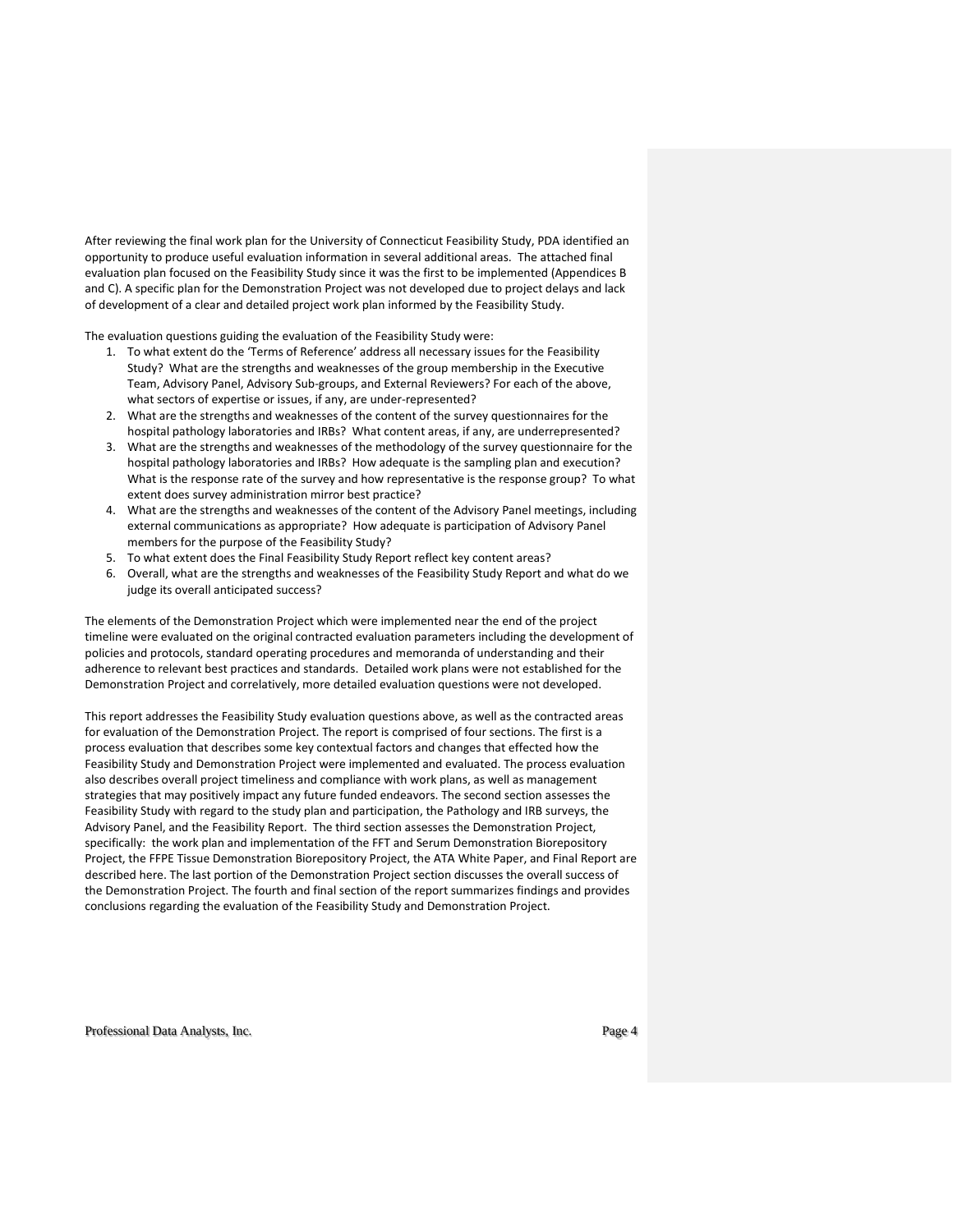After reviewing the final work plan for the University of Connecticut Feasibility Study, PDA identified an opportunity to produce useful evaluation information in several additional areas. The attached final evaluation plan focused on the Feasibility Study since it was the first to be implemented (Appendices B and C). A specific plan for the Demonstration Project was not developed due to project delays and lack of development of a clear and detailed project work plan informed by the Feasibility Study.

The evaluation questions guiding the evaluation of the Feasibility Study were:

1. To what extent do the 'Terms of Reference' address all necessary issues for the Feasibility Study? What are the strengths and weaknesses of the group membership in the Executive Team, Advisory Panel, Advisory Sub-groups, and External Reviewers? For each of the above, what sectors of expertise or issues, if any, are under-represented?
2. What are the strengths and weaknesses of the content of the survey questionnaires for the hospital pathology laboratories and IRBs? What content areas, if any, are underrepresented?
3. What are the strengths and weaknesses of the methodology of the survey questionnaire for the hospital pathology laboratories and IRBs? How adequate is the sampling plan and execution? What is the response rate of the survey and how representative is the response group? To what extent does survey administration mirror best practice?
4. What are the strengths and weaknesses of the content of the Advisory Panel meetings, including external communications as appropriate? How adequate is participation of Advisory Panel members for the purpose of the Feasibility Study?
5. To what extent does the Final Feasibility Study Report reflect key content areas?
6. Overall, what are the strengths and weaknesses of the Feasibility Study Report and what do we judge its overall anticipated success?

The elements of the Demonstration Project which were implemented near the end of the project timeline were evaluated on the original contracted evaluation parameters including the development of policies and protocols, standard operating procedures and memoranda of understanding and their adherence to relevant best practices and standards. Detailed work plans were not established for the Demonstration Project and correlatively, more detailed evaluation questions were not developed.

This report addresses the Feasibility Study evaluation questions above, as well as the contracted areas for evaluation of the Demonstration Project. The report is comprised of four sections. The first is a process evaluation that describes some key contextual factors and changes that effected how the Feasibility Study and Demonstration Project were implemented and evaluated. The process evaluation also describes overall project timeliness and compliance with work plans, as well as management strategies that may positively impact any future funded endeavors. The second section assesses the Feasibility Study with regard to the study plan and participation, the Pathology and IRB surveys, the Advisory Panel, and the Feasibility Report. The third section assesses the Demonstration Project, specifically: the work plan and implementation of the FFT and Serum Demonstration Biorepository Project, the FFPE Tissue Demonstration Biorepository Project, the ATA White Paper, and Final Report are described here. The last portion of the Demonstration Project section discusses the overall success of the Demonstration Project. The fourth and final section of the report summarizes findings and provides conclusions regarding the evaluation of the Feasibility Study and Demonstration Project.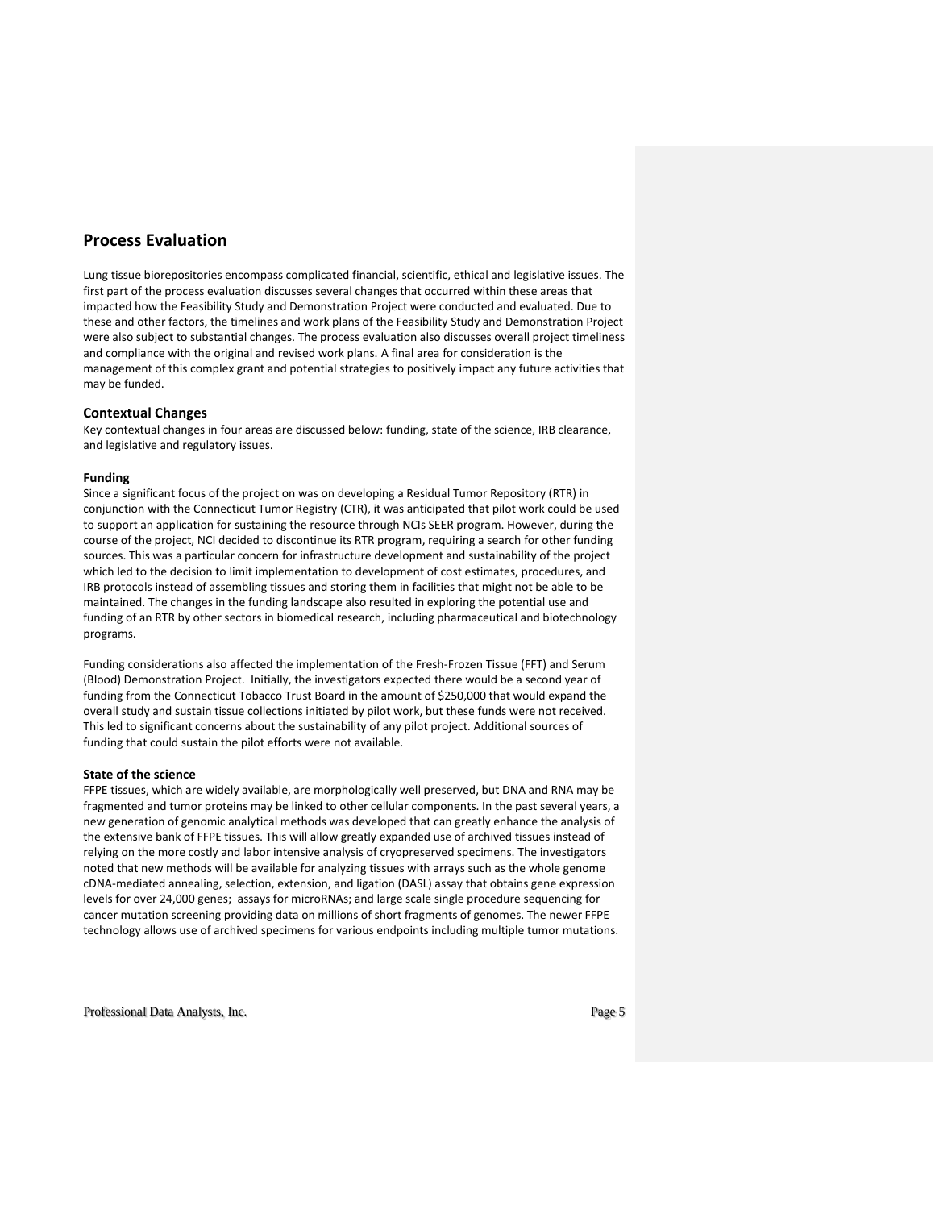# Process Evaluation

Lung tissue biorepositories encompass complicated financial, scientific, ethical and legislative issues. The first part of the process evaluation discusses several changes that occurred within these areas that impacted how the Feasibility Study and Demonstration Project were conducted and evaluated. Due to these and other factors, the timelines and work plans of the Feasibility Study and Demonstration Project were also subject to substantial changes. The process evaluation also discusses overall project timeliness and compliance with the original and revised work plans. A final area for consideration is the management of this complex grant and potential strategies to positively impact any future activities that may be funded.

## Contextual Changes

Key contextual changes in four areas are discussed below: funding, state of the science, IRB clearance, and legislative and regulatory issues.

### Funding

Since a significant focus of the project on was on developing a Residual Tumor Repository (RTR) in conjunction with the Connecticut Tumor Registry (CTR), it was anticipated that pilot work could be used to support an application for sustaining the resource through NCIs SEER program. However, during the course of the project, NCI decided to discontinue its RTR program, requiring a search for other funding sources. This was a particular concern for infrastructure development and sustainability of the project which led to the decision to limit implementation to development of cost estimates, procedures, and IRB protocols instead of assembling tissues and storing them in facilities that might not be able to be maintained. The changes in the funding landscape also resulted in exploring the potential use and funding of an RTR by other sectors in biomedical research, including pharmaceutical and biotechnology programs.

Funding considerations also affected the implementation of the Fresh-Frozen Tissue (FFT) and Serum (Blood) Demonstration Project. Initially, the investigators expected there would be a second year of funding from the Connecticut Tobacco Trust Board in the amount of $250,000 that would expand the overall study and sustain tissue collections initiated by pilot work, but these funds were not received. This led to significant concerns about the sustainability of any pilot project. Additional sources of funding that could sustain the pilot efforts were not available.

### State of the science

FFPE tissues, which are widely available, are morphologically well preserved, but DNA and RNA may be fragmented and tumor proteins may be linked to other cellular components. In the past several years, a new generation of genomic analytical methods was developed that can greatly enhance the analysis of the extensive bank of FFPE tissues. This will allow greatly expanded use of archived tissues instead of relying on the more costly and labor intensive analysis of cryopreserved specimens. The investigators noted that new methods will be available for analyzing tissues with arrays such as the whole genome cDNA-mediated annealing, selection, extension, and ligation (DASL) assay that obtains gene expression levels for over 24,000 genes; assays for microRNAs; and large scale single procedure sequencing for cancer mutation screening providing data on millions of short fragments of genomes. The newer FFPE technology allows use of archived specimens for various endpoints including multiple tumor mutations.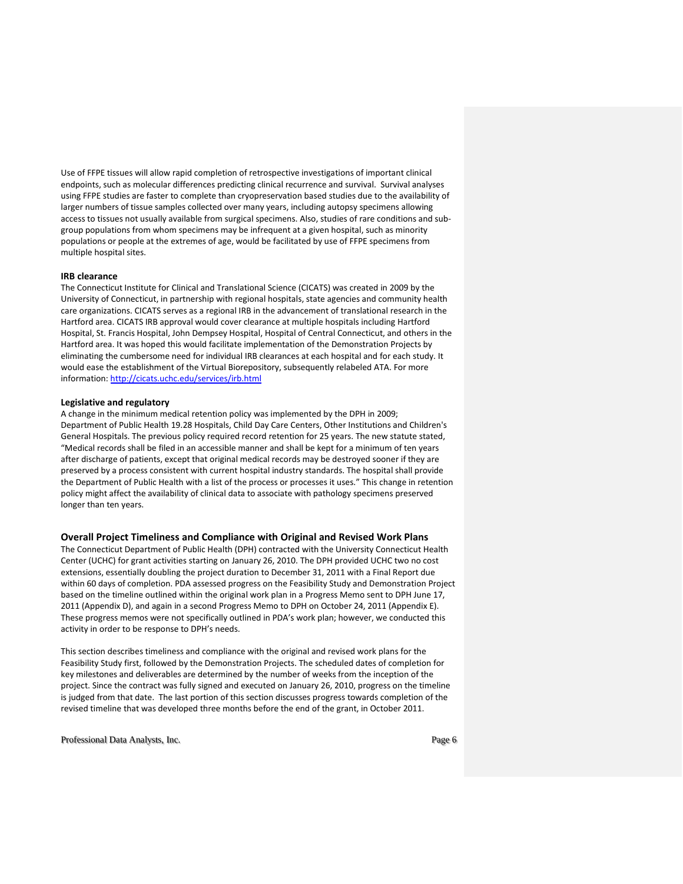Use of FFPE tissues will allow rapid completion of retrospective investigations of important clinical endpoints, such as molecular differences predicting clinical recurrence and survival. Survival analyses using FFPE studies are faster to complete than cryopreservation based studies due to the availability of larger numbers of tissue samples collected over many years, including autopsy specimens allowing access to tissues not usually available from surgical specimens. Also, studies of rare conditions and sub-group populations from whom specimens may be infrequent at a given hospital, such as minority populations or people at the extremes of age, would be facilitated by use of FFPE specimens from multiple hospital sites.

**IRB clearance**

The Connecticut Institute for Clinical and Translational Science (CICATS) was created in 2009 by the University of Connecticut, in partnership with regional hospitals, state agencies and community health care organizations. CICATS serves as a regional IRB in the advancement of translational research in the Hartford area. CICATS IRB approval would cover clearance at multiple hospitals including Hartford Hospital, St. Francis Hospital, John Dempsey Hospital, Hospital of Central Connecticut, and others in the Hartford area. It was hoped this would facilitate implementation of the Demonstration Projects by eliminating the cumbersome need for individual IRB clearances at each hospital and for each study. It would ease the establishment of the Virtual Biorepository, subsequently relabeled ATA. For more information: [http://cicats.uchc.edu/services/irb.html](http://cicats.uchc.edu/services/irb.html)

**Legislative and regulatory**

A change in the minimum medical retention policy was implemented by the DPH in 2009; Department of Public Health 19.28 Hospitals, Child Day Care Centers, Other Institutions and Children's General Hospitals. The previous policy required record retention for 25 years. The new statute stated, "Medical records shall be filed in an accessible manner and shall be kept for a minimum of ten years after discharge of patients, except that original medical records may be destroyed sooner if they are preserved by a process consistent with current hospital industry standards. The hospital shall provide the Department of Public Health with a list of the process or processes it uses." This change in retention policy might affect the availability of clinical data to associate with pathology specimens preserved longer than ten years.

## Overall Project Timeliness and Compliance with Original and Revised Work Plans

The Connecticut Department of Public Health (DPH) contracted with the University Connecticut Health Center (UCHC) for grant activities starting on January 26, 2010. The DPH provided UCHC two no cost extensions, essentially doubling the project duration to December 31, 2011 with a Final Report due within 60 days of completion. PDA assessed progress on the Feasibility Study and Demonstration Project based on the timeline outlined within the original work plan in a Progress Memo sent to DPH June 17, 2011 (Appendix D), and again in a second Progress Memo to DPH on October 24, 2011 (Appendix E). These progress memos were not specifically outlined in PDA's work plan; however, we conducted this activity in order to be response to DPH's needs.

This section describes timeliness and compliance with the original and revised work plans for the Feasibility Study first, followed by the Demonstration Projects. The scheduled dates of completion for key milestones and deliverables are determined by the number of weeks from the inception of the project. Since the contract was fully signed and executed on January 26, 2010, progress on the timeline is judged from that date. The last portion of this section discusses progress towards completion of the revised timeline that was developed three months before the end of the grant, in October 2011.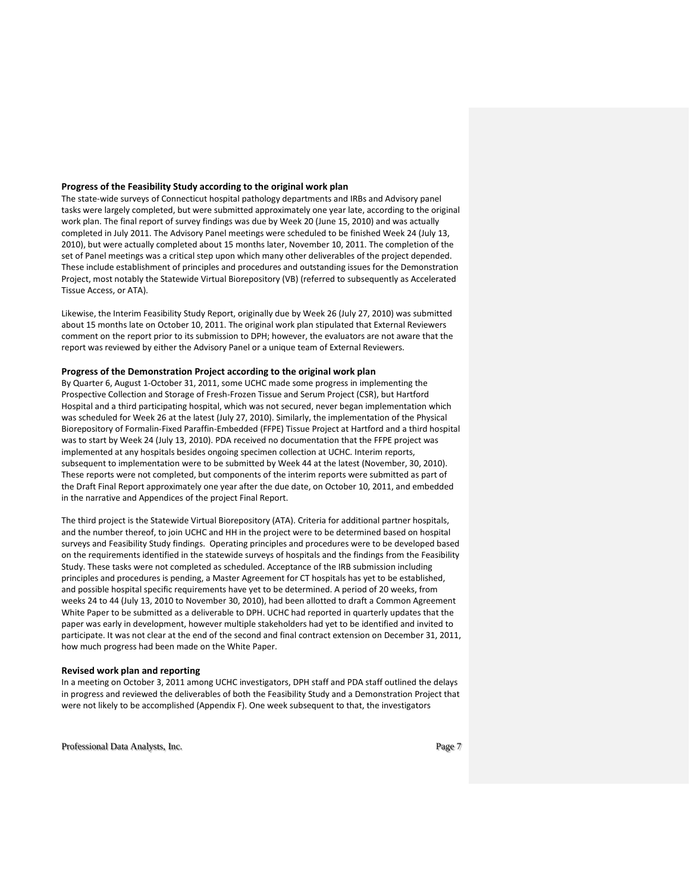**Progress of the Feasibility Study according to the original work plan**

The state-wide surveys of Connecticut hospital pathology departments and IRBs and Advisory panel tasks were largely completed, but were submitted approximately one year late, according to the original work plan. The final report of survey findings was due by Week 20 (June 15, 2010) and was actually completed in July 2011. The Advisory Panel meetings were scheduled to be finished Week 24 (July 13, 2010), but were actually completed about 15 months later, November 10, 2011. The completion of the set of Panel meetings was a critical step upon which many other deliverables of the project depended. These include establishment of principles and procedures and outstanding issues for the Demonstration Project, most notably the Statewide Virtual Biorepository (VB) (referred to subsequently as Accelerated Tissue Access, or ATA).

Likewise, the Interim Feasibility Study Report, originally due by Week 26 (July 27, 2010) was submitted about 15 months late on October 10, 2011. The original work plan stipulated that External Reviewers comment on the report prior to its submission to DPH; however, the evaluators are not aware that the report was reviewed by either the Advisory Panel or a unique team of External Reviewers.

**Progress of the Demonstration Project according to the original work plan**

By Quarter 6, August 1-October 31, 2011, some UCHC made some progress in implementing the Prospective Collection and Storage of Fresh-Frozen Tissue and Serum Project (CSR), but Hartford Hospital and a third participating hospital, which was not secured, never began implementation which was scheduled for Week 26 at the latest (July 27, 2010). Similarly, the implementation of the Physical Biorepository of Formalin-Fixed Paraffin-Embedded (FFPE) Tissue Project at Hartford and a third hospital was to start by Week 24 (July 13, 2010). PDA received no documentation that the FFPE project was implemented at any hospitals besides ongoing specimen collection at UCHC. Interim reports, subsequent to implementation were to be submitted by Week 44 at the latest (November, 30, 2010). These reports were not completed, but components of the interim reports were submitted as part of the Draft Final Report approximately one year after the due date, on October 10, 2011, and embedded in the narrative and Appendices of the project Final Report.

The third project is the Statewide Virtual Biorepository (ATA). Criteria for additional partner hospitals, and the number thereof, to join UCHC and HH in the project were to be determined based on hospital surveys and Feasibility Study findings. Operating principles and procedures were to be developed based on the requirements identified in the statewide surveys of hospitals and the findings from the Feasibility Study. These tasks were not completed as scheduled. Acceptance of the IRB submission including principles and procedures is pending, a Master Agreement for CT hospitals has yet to be established, and possible hospital specific requirements have yet to be determined. A period of 20 weeks, from weeks 24 to 44 (July 13, 2010 to November 30, 2010), had been allotted to draft a Common Agreement White Paper to be submitted as a deliverable to DPH. UCHC had reported in quarterly updates that the paper was early in development, however multiple stakeholders had yet to be identified and invited to participate. It was not clear at the end of the second and final contract extension on December 31, 2011, how much progress had been made on the White Paper.

**Revised work plan and reporting**

In a meeting on October 3, 2011 among UCHC investigators, DPH staff and PDA staff outlined the delays in progress and reviewed the deliverables of both the Feasibility Study and a Demonstration Project that were not likely to be accomplished (Appendix F). One week subsequent to that, the investigators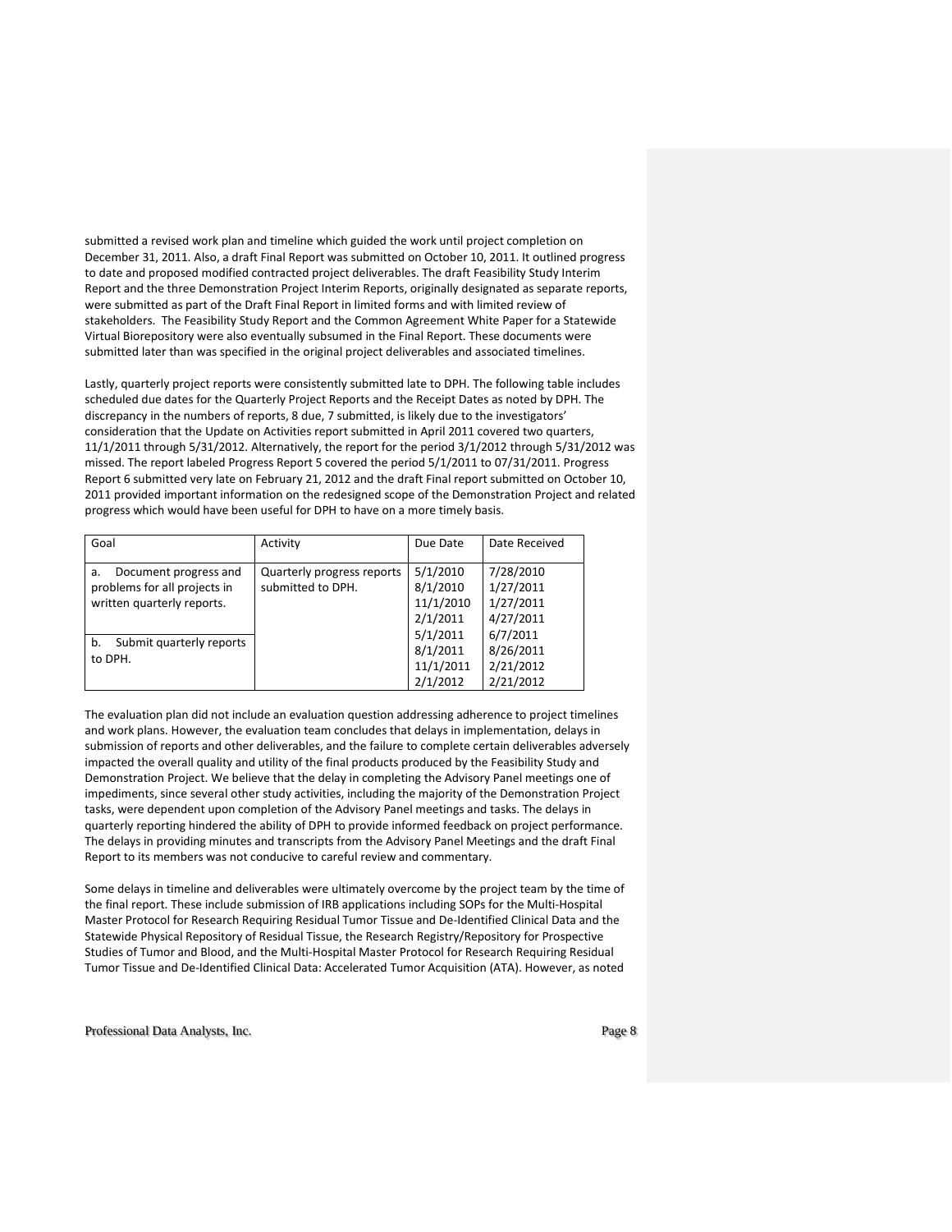submitted a revised work plan and timeline which guided the work until project completion on December 31, 2011. Also, a draft Final Report was submitted on October 10, 2011. It outlined progress to date and proposed modified contracted project deliverables. The draft Feasibility Study Interim Report and the three Demonstration Project Interim Reports, originally designated as separate reports, were submitted as part of the Draft Final Report in limited forms and with limited review of stakeholders. The Feasibility Study Report and the Common Agreement White Paper for a Statewide Virtual Biorepository were also eventually subsumed in the Final Report. These documents were submitted later than was specified in the original project deliverables and associated timelines.

Lastly, quarterly project reports were consistently submitted late to DPH. The following table includes scheduled due dates for the Quarterly Project Reports and the Receipt Dates as noted by DPH. The discrepancy in the numbers of reports, 8 due, 7 submitted, is likely due to the investigators' consideration that the Update on Activities report submitted in April 2011 covered two quarters, 11/1/2011 through 5/31/2012. Alternatively, the report for the period 3/1/2012 through 5/31/2012 was missed. The report labeled Progress Report 5 covered the period 5/1/2011 to 07/31/2011. Progress Report 6 submitted very late on February 21, 2012 and the draft Final report submitted on October 10, 2011 provided important information on the redesigned scope of the Demonstration Project and related progress which would have been useful for DPH to have on a more timely basis.

| Goal | Activity | Due Date | Date Received |
|---|---|---|---|
| a. Document progress and problems for all projects in written quarterly reports.<br><br>b. Submit quarterly reports to DPH. | Quarterly progress reports submitted to DPH. | 5/1/2010<br>8/1/2010<br>11/1/2010<br>2/1/2011<br>5/1/2011<br>8/1/2011<br>11/1/2011<br>2/1/2012 | 7/28/2010<br>1/27/2011<br>1/27/2011<br>4/27/2011<br>6/7/2011<br>8/26/2011<br>2/21/2012<br>2/21/2012 |

The evaluation plan did not include an evaluation question addressing adherence to project timelines and work plans. However, the evaluation team concludes that delays in implementation, delays in submission of reports and other deliverables, and the failure to complete certain deliverables adversely impacted the overall quality and utility of the final products produced by the Feasibility Study and Demonstration Project. We believe that the delay in completing the Advisory Panel meetings one of impediments, since several other study activities, including the majority of the Demonstration Project tasks, were dependent upon completion of the Advisory Panel meetings and tasks. The delays in quarterly reporting hindered the ability of DPH to provide informed feedback on project performance. The delays in providing minutes and transcripts from the Advisory Panel Meetings and the draft Final Report to its members was not conducive to careful review and commentary.

Some delays in timeline and deliverables were ultimately overcome by the project team by the time of the final report. These include submission of IRB applications including SOPs for the Multi-Hospital Master Protocol for Research Requiring Residual Tumor Tissue and De-Identified Clinical Data and the Statewide Physical Repository of Residual Tissue, the Research Registry/Repository for Prospective Studies of Tumor and Blood, and the Multi-Hospital Master Protocol for Research Requiring Residual Tumor Tissue and De-Identified Clinical Data: Accelerated Tumor Acquisition (ATA). However, as noted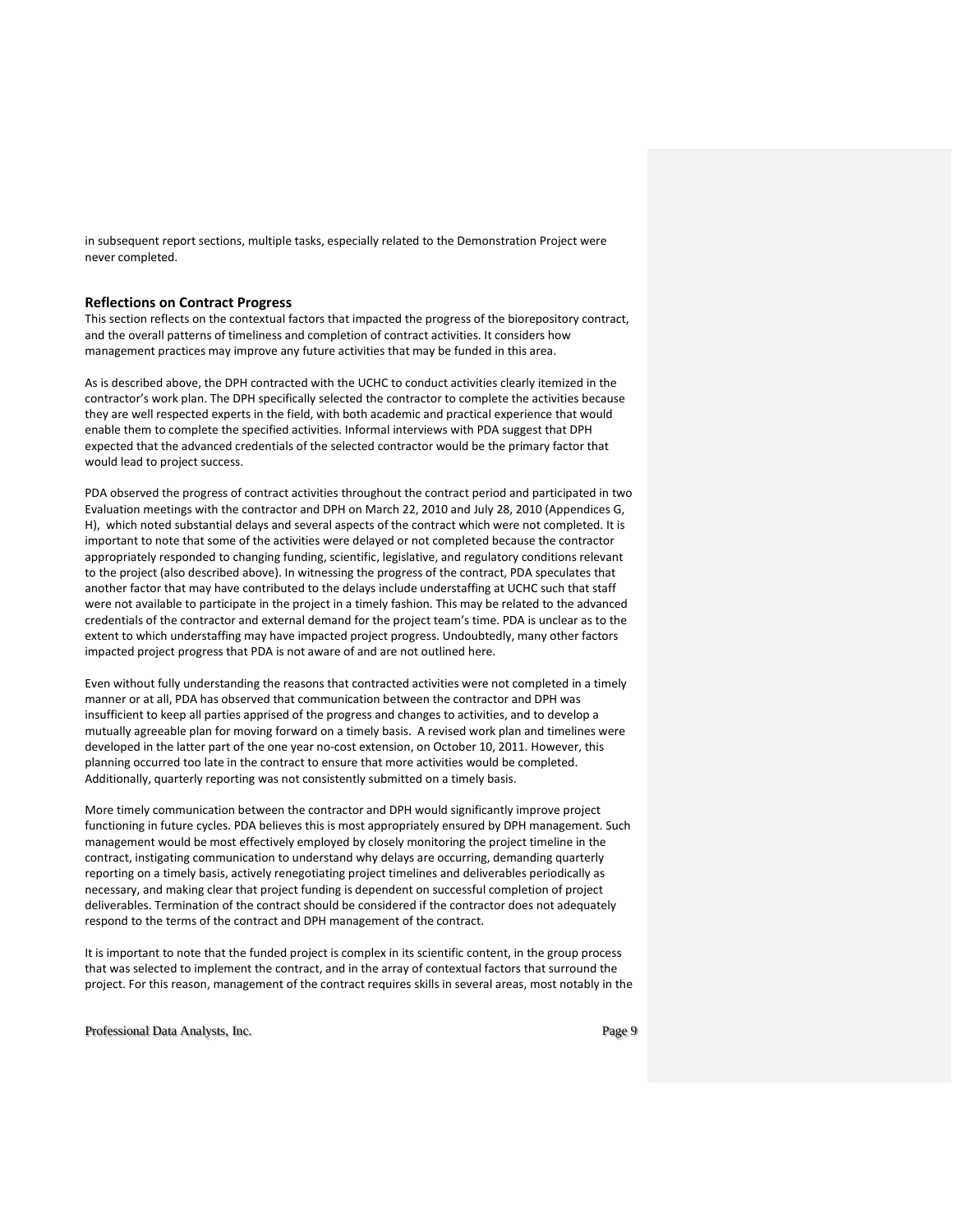in subsequent report sections, multiple tasks, especially related to the Demonstration Project were never completed.

### Reflections on Contract Progress

This section reflects on the contextual factors that impacted the progress of the biorepository contract, and the overall patterns of timeliness and completion of contract activities. It considers how management practices may improve any future activities that may be funded in this area.

As is described above, the DPH contracted with the UCHC to conduct activities clearly itemized in the contractor's work plan. The DPH specifically selected the contractor to complete the activities because they are well respected experts in the field, with both academic and practical experience that would enable them to complete the specified activities. Informal interviews with PDA suggest that DPH expected that the advanced credentials of the selected contractor would be the primary factor that would lead to project success.

PDA observed the progress of contract activities throughout the contract period and participated in two Evaluation meetings with the contractor and DPH on March 22, 2010 and July 28, 2010 (Appendices G, H), which noted substantial delays and several aspects of the contract which were not completed. It is important to note that some of the activities were delayed or not completed because the contractor appropriately responded to changing funding, scientific, legislative, and regulatory conditions relevant to the project (also described above). In witnessing the progress of the contract, PDA speculates that another factor that may have contributed to the delays include understaffing at UCHC such that staff were not available to participate in the project in a timely fashion. This may be related to the advanced credentials of the contractor and external demand for the project team's time. PDA is unclear as to the extent to which understaffing may have impacted project progress. Undoubtedly, many other factors impacted project progress that PDA is not aware of and are not outlined here.

Even without fully understanding the reasons that contracted activities were not completed in a timely manner or at all, PDA has observed that communication between the contractor and DPH was insufficient to keep all parties apprised of the progress and changes to activities, and to develop a mutually agreeable plan for moving forward on a timely basis. A revised work plan and timelines were developed in the latter part of the one year no-cost extension, on October 10, 2011. However, this planning occurred too late in the contract to ensure that more activities would be completed. Additionally, quarterly reporting was not consistently submitted on a timely basis.

More timely communication between the contractor and DPH would significantly improve project functioning in future cycles. PDA believes this is most appropriately ensured by DPH management. Such management would be most effectively employed by closely monitoring the project timeline in the contract, instigating communication to understand why delays are occurring, demanding quarterly reporting on a timely basis, actively renegotiating project timelines and deliverables periodically as necessary, and making clear that project funding is dependent on successful completion of project deliverables. Termination of the contract should be considered if the contractor does not adequately respond to the terms of the contract and DPH management of the contract.

It is important to note that the funded project is complex in its scientific content, in the group process that was selected to implement the contract, and in the array of contextual factors that surround the project. For this reason, management of the contract requires skills in several areas, most notably in the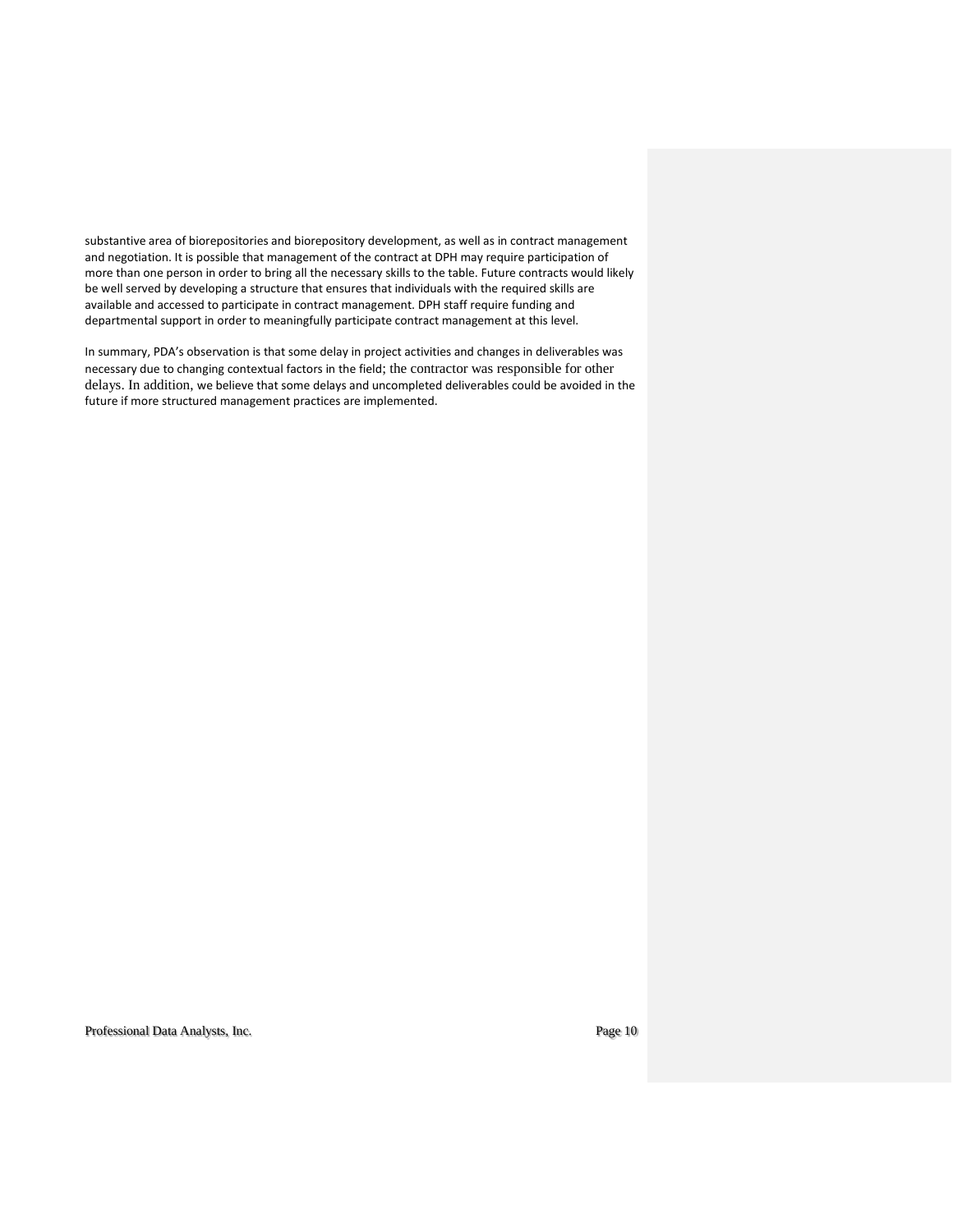substantive area of biorepositories and biorepository development, as well as in contract management and negotiation. It is possible that management of the contract at DPH may require participation of more than one person in order to bring all the necessary skills to the table. Future contracts would likely be well served by developing a structure that ensures that individuals with the required skills are available and accessed to participate in contract management. DPH staff require funding and departmental support in order to meaningfully participate contract management at this level.

In summary, PDA's observation is that some delay in project activities and changes in deliverables was necessary due to changing contextual factors in the field; the contractor was responsible for other delays. In addition, we believe that some delays and uncompleted deliverables could be avoided in the future if more structured management practices are implemented.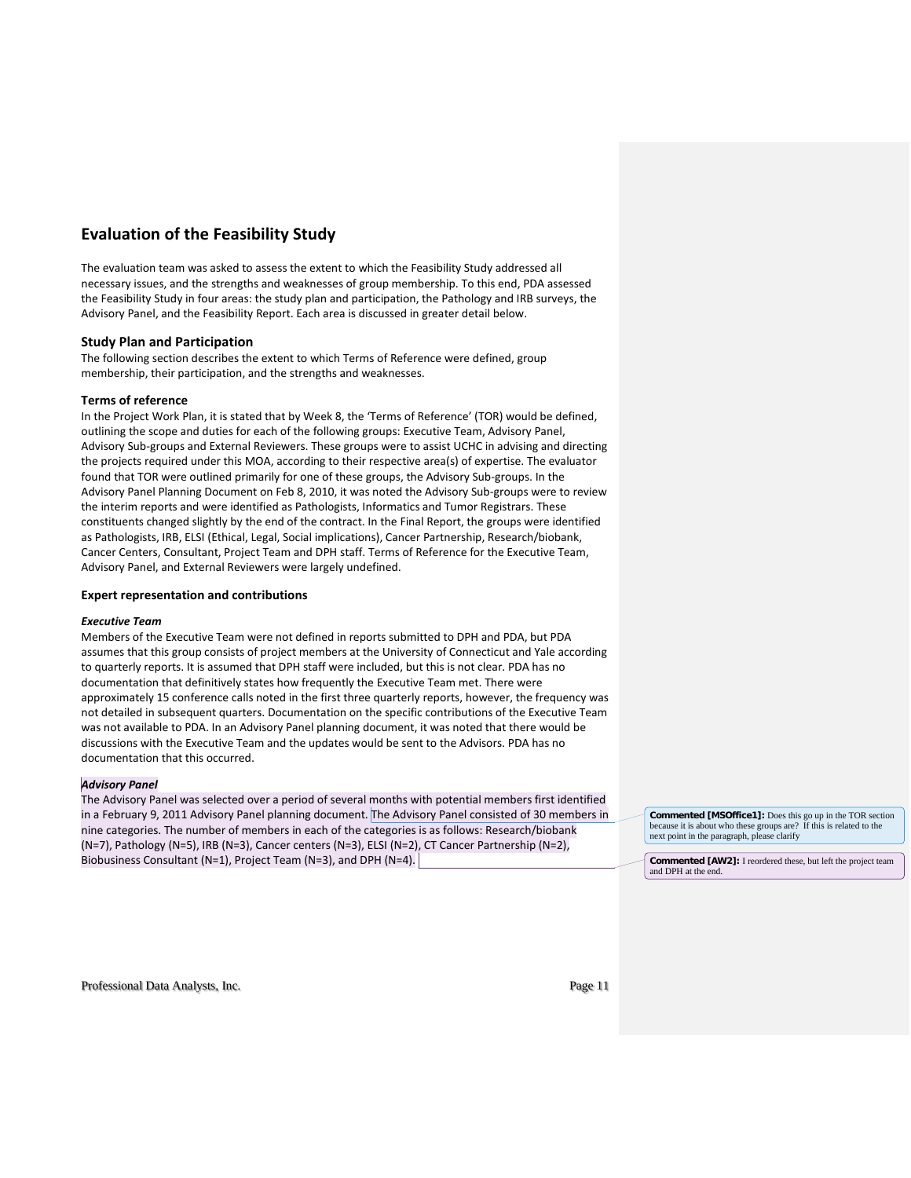# Evaluation of the Feasibility Study

The evaluation team was asked to assess the extent to which the Feasibility Study addressed all necessary issues, and the strengths and weaknesses of group membership. To this end, PDA assessed the Feasibility Study in four areas: the study plan and participation, the Pathology and IRB surveys, the Advisory Panel, and the Feasibility Report. Each area is discussed in greater detail below.

## Study Plan and Participation

The following section describes the extent to which Terms of Reference were defined, group membership, their participation, and the strengths and weaknesses.

### Terms of reference

In the Project Work Plan, it is stated that by Week 8, the 'Terms of Reference' (TOR) would be defined, outlining the scope and duties for each of the following groups: Executive Team, Advisory Panel, Advisory Sub-groups and External Reviewers. These groups were to assist UCHC in advising and directing the projects required under this MOA, according to their respective area(s) of expertise. The evaluator found that TOR were outlined primarily for one of these groups, the Advisory Sub-groups. In the Advisory Panel Planning Document on Feb 8, 2010, it was noted the Advisory Sub-groups were to review the interim reports and were identified as Pathologists, Informatics and Tumor Registrars. These constituents changed slightly by the end of the contract. In the Final Report, the groups were identified as Pathologists, IRB, ELSI (Ethical, Legal, Social implications), Cancer Partnership, Research/biobank, Cancer Centers, Consultant, Project Team and DPH staff. Terms of Reference for the Executive Team, Advisory Panel, and External Reviewers were largely undefined.

### Expert representation and contributions

#### *Executive Team*

Members of the Executive Team were not defined in reports submitted to DPH and PDA, but PDA assumes that this group consists of project members at the University of Connecticut and Yale according to quarterly reports. It is assumed that DPH staff were included, but this is not clear. PDA has no documentation that definitively states how frequently the Executive Team met. There were approximately 15 conference calls noted in the first three quarterly reports, however, the frequency was not detailed in subsequent quarters. Documentation on the specific contributions of the Executive Team was not available to PDA. In an Advisory Panel planning document, it was noted that there would be discussions with the Executive Team and the updates would be sent to the Advisors. PDA has no documentation that this occurred.

#### *Advisory Panel*

The Advisory Panel was selected over a period of several months with potential members first identified in a February 9, 2011 Advisory Panel planning document. The Advisory Panel consisted of 30 members in nine categories. The number of members in each of the categories is as follows: Research/biobank (N=7), Pathology (N=5), IRB (N=3), Cancer centers (N=3), ELSI (N=2), CT Cancer Partnership (N=2), Biobusiness Consultant (N=1), Project Team (N=3), and DPH (N=4).

**Commented [MSOffice1]:** Does this go up in the TOR section because it is about who these groups are? If this is related to the next point in the paragraph, please clarify

**Commented [AW2]:** I reordered these, but left the project team and DPH at the end.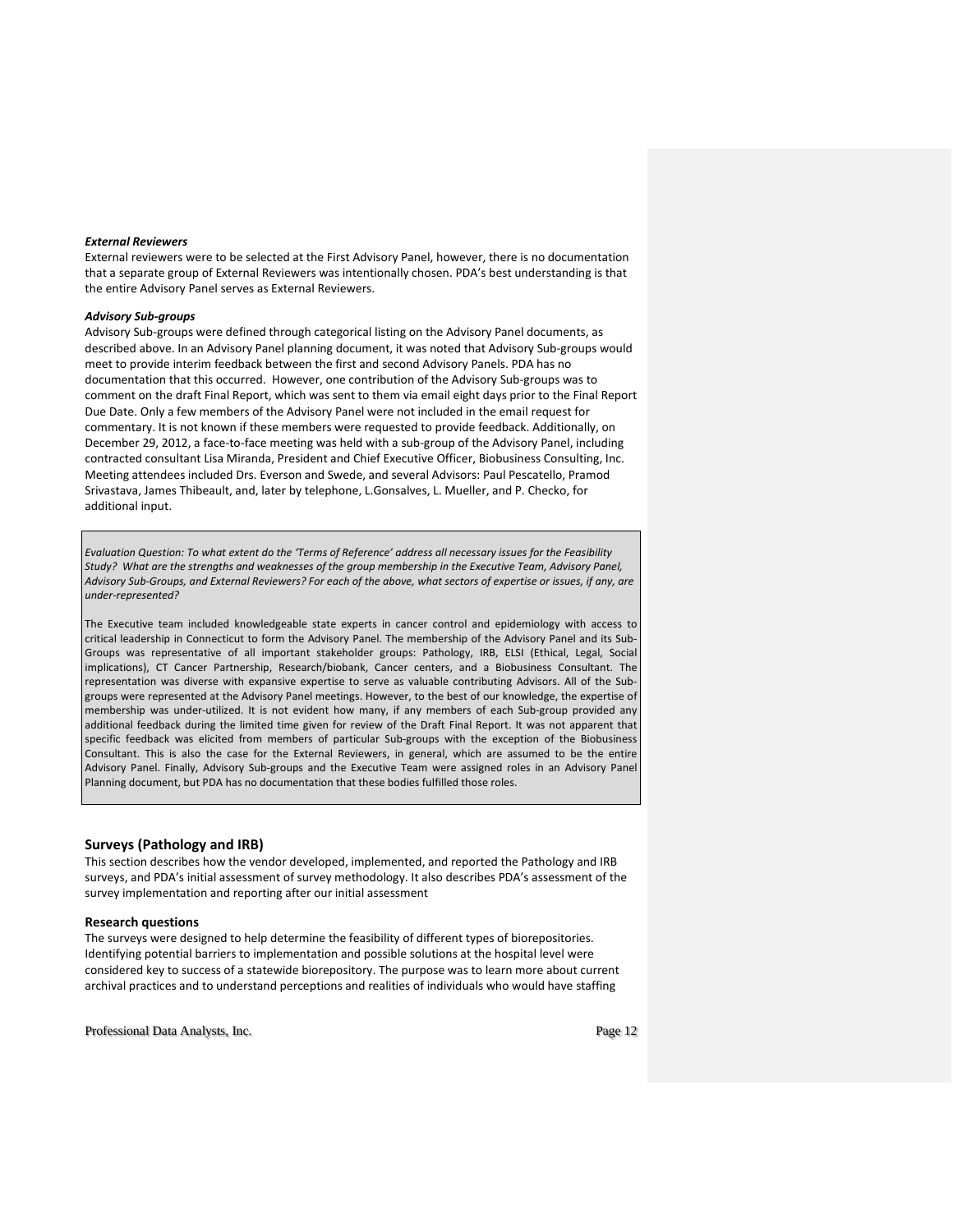#### *External Reviewers*

External reviewers were to be selected at the First Advisory Panel, however, there is no documentation that a separate group of External Reviewers was intentionally chosen. PDA's best understanding is that the entire Advisory Panel serves as External Reviewers.

#### *Advisory Sub-groups*

Advisory Sub-groups were defined through categorical listing on the Advisory Panel documents, as described above. In an Advisory Panel planning document, it was noted that Advisory Sub-groups would meet to provide interim feedback between the first and second Advisory Panels. PDA has no documentation that this occurred. However, one contribution of the Advisory Sub-groups was to comment on the draft Final Report, which was sent to them via email eight days prior to the Final Report Due Date. Only a few members of the Advisory Panel were not included in the email request for commentary. It is not known if these members were requested to provide feedback. Additionally, on December 29, 2012, a face-to-face meeting was held with a sub-group of the Advisory Panel, including contracted consultant Lisa Miranda, President and Chief Executive Officer, Biobusiness Consulting, Inc. Meeting attendees included Drs. Everson and Swede, and several Advisors: Paul Pescatello, Pramod Srivastava, James Thibeault, and, later by telephone, L.Gonsalves, L. Mueller, and P. Checko, for additional input.

> *Evaluation Question: To what extent do the 'Terms of Reference' address all necessary issues for the Feasibility Study? What are the strengths and weaknesses of the group membership in the Executive Team, Advisory Panel, Advisory Sub-Groups, and External Reviewers? For each of the above, what sectors of expertise or issues, if any, are under-represented?*
>
> The Executive team included knowledgeable state experts in cancer control and epidemiology with access to critical leadership in Connecticut to form the Advisory Panel. The membership of the Advisory Panel and its Sub-Groups was representative of all important stakeholder groups: Pathology, IRB, ELSI (Ethical, Legal, Social implications), CT Cancer Partnership, Research/biobank, Cancer centers, and a Biobusiness Consultant. The representation was diverse with expansive expertise to serve as valuable contributing Advisors. All of the Sub-groups were represented at the Advisory Panel meetings. However, to the best of our knowledge, the expertise of membership was under-utilized. It is not evident how many, if any members of each Sub-group provided any additional feedback during the limited time given for review of the Draft Final Report. It was not apparent that specific feedback was elicited from members of particular Sub-groups with the exception of the Biobusiness Consultant. This is also the case for the External Reviewers, in general, which are assumed to be the entire Advisory Panel. Finally, Advisory Sub-groups and the Executive Team were assigned roles in an Advisory Panel Planning document, but PDA has no documentation that these bodies fulfilled those roles.

### Surveys (Pathology and IRB)

This section describes how the vendor developed, implemented, and reported the Pathology and IRB surveys, and PDA's initial assessment of survey methodology. It also describes PDA's assessment of the survey implementation and reporting after our initial assessment

### Research questions

The surveys were designed to help determine the feasibility of different types of biorepositories. Identifying potential barriers to implementation and possible solutions at the hospital level were considered key to success of a statewide biorepository. The purpose was to learn more about current archival practices and to understand perceptions and realities of individuals who would have staffing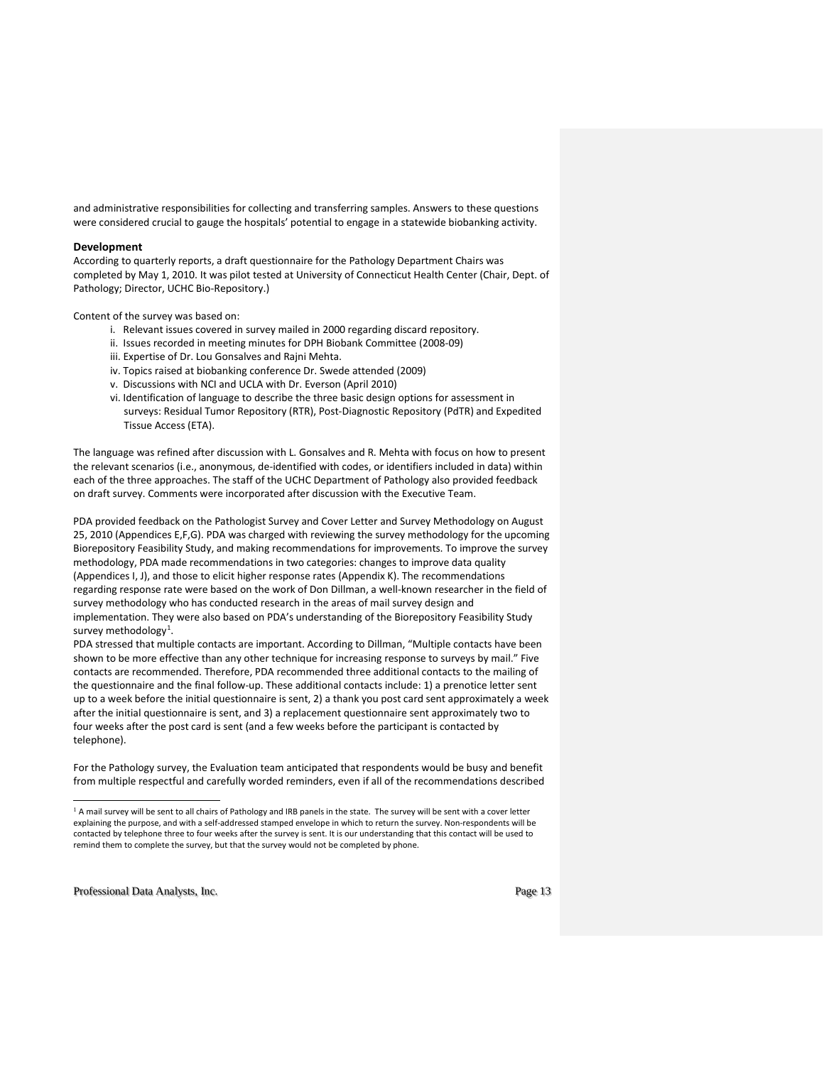and administrative responsibilities for collecting and transferring samples. Answers to these questions were considered crucial to gauge the hospitals' potential to engage in a statewide biobanking activity.

**Development**

According to quarterly reports, a draft questionnaire for the Pathology Department Chairs was completed by May 1, 2010. It was pilot tested at University of Connecticut Health Center (Chair, Dept. of Pathology; Director, UCHC Bio-Repository.)

Content of the survey was based on:

i. Relevant issues covered in survey mailed in 2000 regarding discard repository.
ii. Issues recorded in meeting minutes for DPH Biobank Committee (2008-09)
iii. Expertise of Dr. Lou Gonsalves and Rajni Mehta.
iv. Topics raised at biobanking conference Dr. Swede attended (2009)
v. Discussions with NCI and UCLA with Dr. Everson (April 2010)
vi. Identification of language to describe the three basic design options for assessment in surveys: Residual Tumor Repository (RTR), Post-Diagnostic Repository (PdTR) and Expedited Tissue Access (ETA).

The language was refined after discussion with L. Gonsalves and R. Mehta with focus on how to present the relevant scenarios (i.e., anonymous, de-identified with codes, or identifiers included in data) within each of the three approaches. The staff of the UCHC Department of Pathology also provided feedback on draft survey. Comments were incorporated after discussion with the Executive Team.

PDA provided feedback on the Pathologist Survey and Cover Letter and Survey Methodology on August 25, 2010 (Appendices E,F,G). PDA was charged with reviewing the survey methodology for the upcoming Biorepository Feasibility Study, and making recommendations for improvements. To improve the survey methodology, PDA made recommendations in two categories: changes to improve data quality (Appendices I, J), and those to elicit higher response rates (Appendix K). The recommendations regarding response rate were based on the work of Don Dillman, a well-known researcher in the field of survey methodology who has conducted research in the areas of mail survey design and implementation. They were also based on PDA's understanding of the Biorepository Feasibility Study survey methodology[1].

PDA stressed that multiple contacts are important. According to Dillman, "Multiple contacts have been shown to be more effective than any other technique for increasing response to surveys by mail." Five contacts are recommended. Therefore, PDA recommended three additional contacts to the mailing of the questionnaire and the final follow-up. These additional contacts include: 1) a prenotice letter sent up to a week before the initial questionnaire is sent, 2) a thank you post card sent approximately a week after the initial questionnaire is sent, and 3) a replacement questionnaire sent approximately two to four weeks after the post card is sent (and a few weeks before the participant is contacted by telephone).

For the Pathology survey, the Evaluation team anticipated that respondents would be busy and benefit from multiple respectful and carefully worded reminders, even if all of the recommendations described

[1] A mail survey will be sent to all chairs of Pathology and IRB panels in the state. The survey will be sent with a cover letter explaining the purpose, and with a self-addressed stamped envelope in which to return the survey. Non-respondents will be contacted by telephone three to four weeks after the survey is sent. It is our understanding that this contact will be used to remind them to complete the survey, but that the survey would not be completed by phone.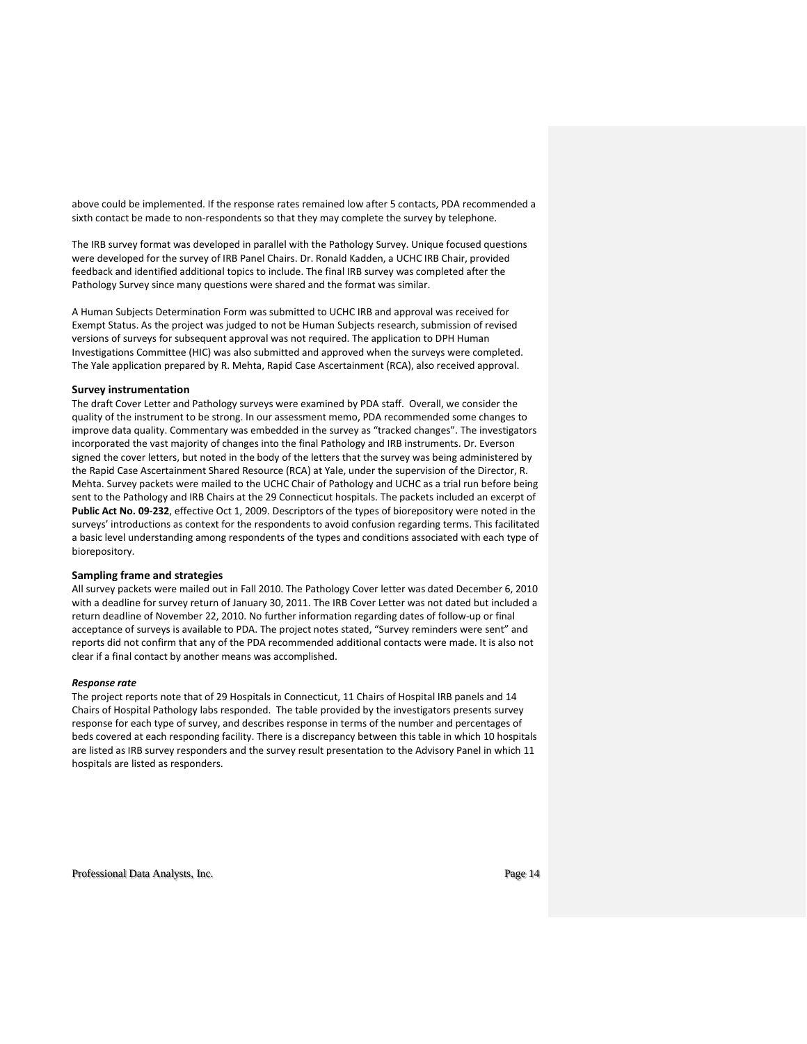above could be implemented. If the response rates remained low after 5 contacts, PDA recommended a sixth contact be made to non-respondents so that they may complete the survey by telephone.

The IRB survey format was developed in parallel with the Pathology Survey. Unique focused questions were developed for the survey of IRB Panel Chairs. Dr. Ronald Kadden, a UCHC IRB Chair, provided feedback and identified additional topics to include. The final IRB survey was completed after the Pathology Survey since many questions were shared and the format was similar.

A Human Subjects Determination Form was submitted to UCHC IRB and approval was received for Exempt Status. As the project was judged to not be Human Subjects research, submission of revised versions of surveys for subsequent approval was not required. The application to DPH Human Investigations Committee (HIC) was also submitted and approved when the surveys were completed. The Yale application prepared by R. Mehta, Rapid Case Ascertainment (RCA), also received approval.

### Survey instrumentation

The draft Cover Letter and Pathology surveys were examined by PDA staff. Overall, we consider the quality of the instrument to be strong. In our assessment memo, PDA recommended some changes to improve data quality. Commentary was embedded in the survey as "tracked changes". The investigators incorporated the vast majority of changes into the final Pathology and IRB instruments. Dr. Everson signed the cover letters, but noted in the body of the letters that the survey was being administered by the Rapid Case Ascertainment Shared Resource (RCA) at Yale, under the supervision of the Director, R. Mehta. Survey packets were mailed to the UCHC Chair of Pathology and UCHC as a trial run before being sent to the Pathology and IRB Chairs at the 29 Connecticut hospitals. The packets included an excerpt of **Public Act No. 09-232**, effective Oct 1, 2009. Descriptors of the types of biorepository were noted in the surveys' introductions as context for the respondents to avoid confusion regarding terms. This facilitated a basic level understanding among respondents of the types and conditions associated with each type of biorepository.

### Sampling frame and strategies

All survey packets were mailed out in Fall 2010. The Pathology Cover letter was dated December 6, 2010 with a deadline for survey return of January 30, 2011. The IRB Cover Letter was not dated but included a return deadline of November 22, 2010. No further information regarding dates of follow-up or final acceptance of surveys is available to PDA. The project notes stated, "Survey reminders were sent" and reports did not confirm that any of the PDA recommended additional contacts were made. It is also not clear if a final contact by another means was accomplished.

#### *Response rate*

The project reports note that of 29 Hospitals in Connecticut, 11 Chairs of Hospital IRB panels and 14 Chairs of Hospital Pathology labs responded. The table provided by the investigators presents survey response for each type of survey, and describes response in terms of the number and percentages of beds covered at each responding facility. There is a discrepancy between this table in which 10 hospitals are listed as IRB survey responders and the survey result presentation to the Advisory Panel in which 11 hospitals are listed as responders.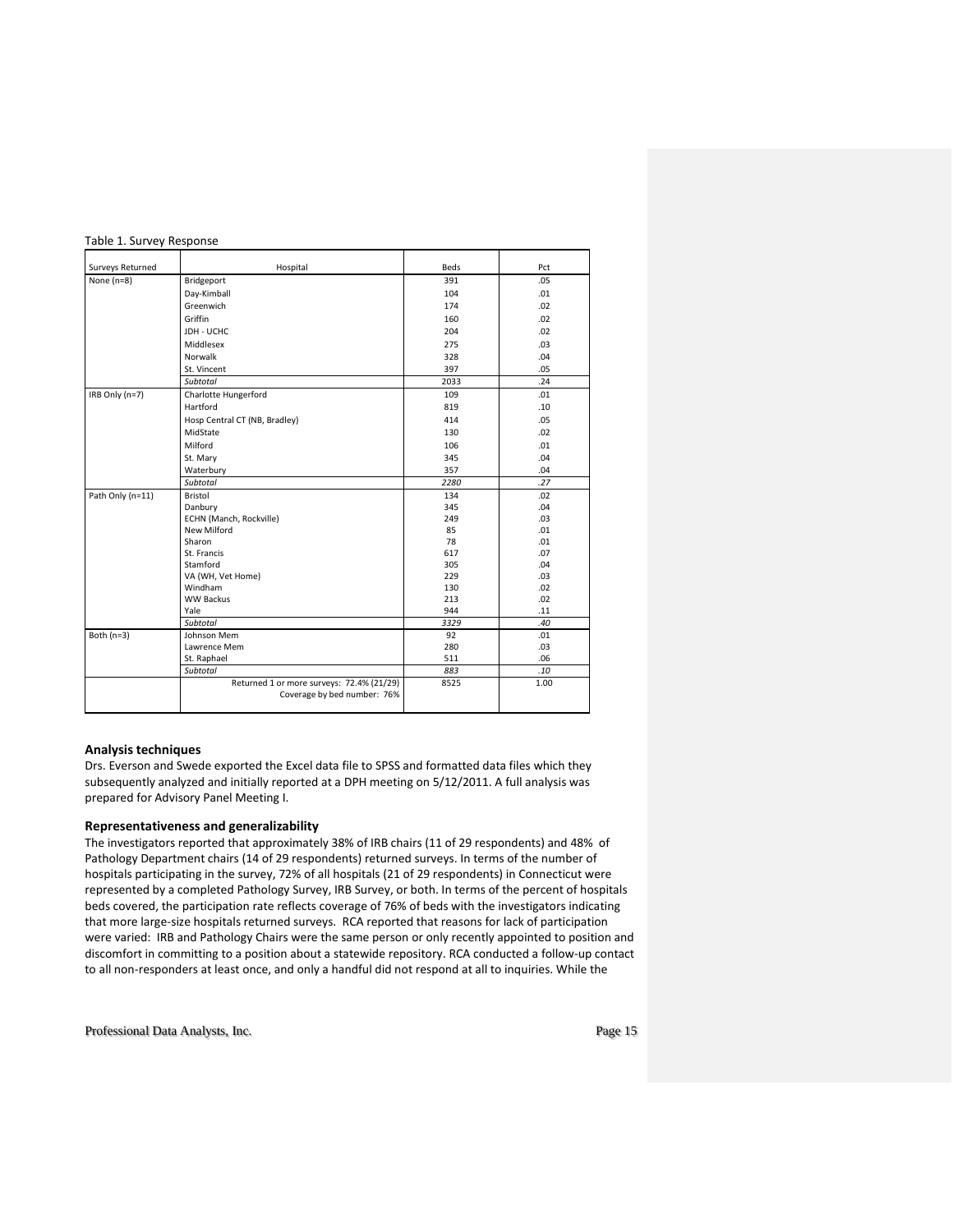Table 1. Survey Response

| Surveys Returned | Hospital | Beds | Pct |
|---|---|---|---|
| None (n=8) | Bridgeport | 391 | .05 |
| | Day-Kimball | 104 | .01 |
| | Greenwich | 174 | .02 |
| | Griffin | 160 | .02 |
| | JDH - UCHC | 204 | .02 |
| | Middlesex | 275 | .03 |
| | Norwalk | 328 | .04 |
| | St. Vincent | 397 | .05 |
| | *Subtotal* | 2033 | .24 |
| IRB Only (n=7) | Charlotte Hungerford | 109 | .01 |
| | Hartford | 819 | .10 |
| | Hosp Central CT (NB, Bradley) | 414 | .05 |
| | MidState | 130 | .02 |
| | Milford | 106 | .01 |
| | St. Mary | 345 | .04 |
| | Waterbury | 357 | .04 |
| | *Subtotal* | *2280* | *.27* |
| Path Only (n=11) | Bristol | 134 | .02 |
| | Danbury | 345 | .04 |
| | ECHN (Manch, Rockville) | 249 | .03 |
| | New Milford | 85 | .01 |
| | Sharon | 78 | .01 |
| | St. Francis | 617 | .07 |
| | Stamford | 305 | .04 |
| | VA (WH, Vet Home) | 229 | .03 |
| | Windham | 130 | .02 |
| | WW Backus | 213 | .02 |
| | Yale | 944 | .11 |
| | *Subtotal* | *3329* | *.40* |
| Both (n=3) | Johnson Mem | 92 | .01 |
| | Lawrence Mem | 280 | .03 |
| | St. Raphael | 511 | .06 |
| | *Subtotal* | *883* | *.10* |
| | Returned 1 or more surveys: 72.4% (21/29) Coverage by bed number: 76% | 8525 | 1.00 |

### Analysis techniques

Drs. Everson and Swede exported the Excel data file to SPSS and formatted data files which they subsequently analyzed and initially reported at a DPH meeting on 5/12/2011. A full analysis was prepared for Advisory Panel Meeting I.

### Representativeness and generalizability

The investigators reported that approximately 38% of IRB chairs (11 of 29 respondents) and 48% of Pathology Department chairs (14 of 29 respondents) returned surveys. In terms of the number of hospitals participating in the survey, 72% of all hospitals (21 of 29 respondents) in Connecticut were represented by a completed Pathology Survey, IRB Survey, or both. In terms of the percent of hospitals beds covered, the participation rate reflects coverage of 76% of beds with the investigators indicating that more large-size hospitals returned surveys. RCA reported that reasons for lack of participation were varied: IRB and Pathology Chairs were the same person or only recently appointed to position and discomfort in committing to a position about a statewide repository. RCA conducted a follow-up contact to all non-responders at least once, and only a handful did not respond at all to inquiries. While the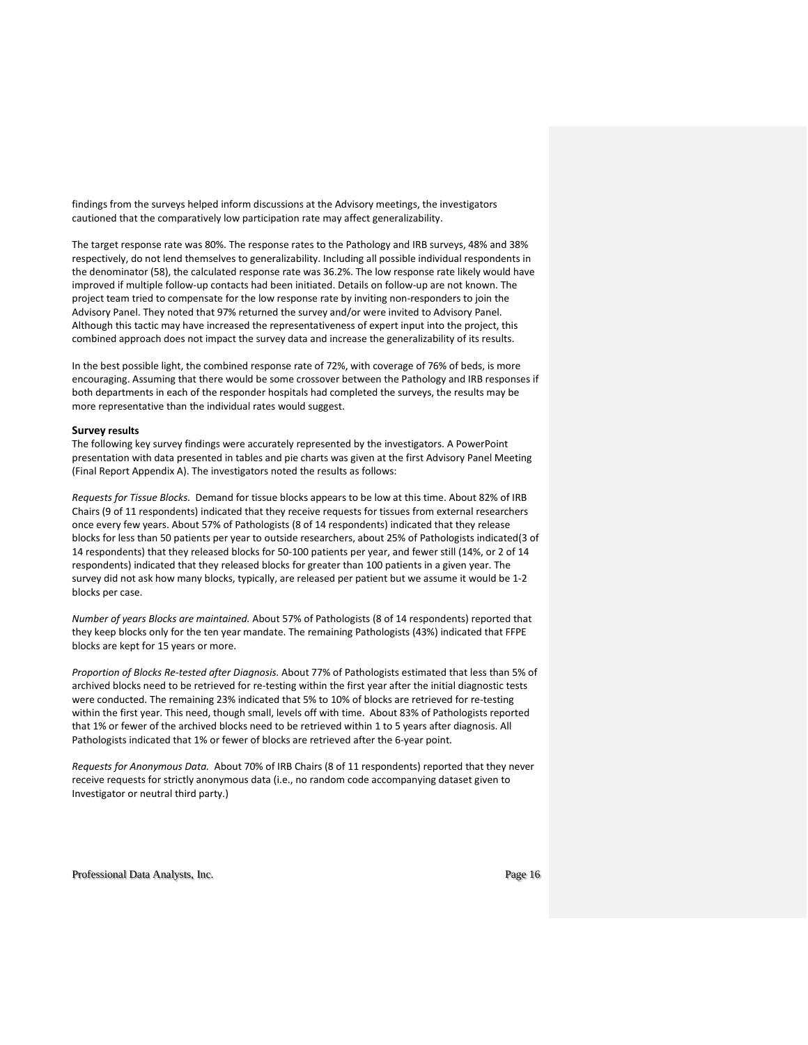findings from the surveys helped inform discussions at the Advisory meetings, the investigators cautioned that the comparatively low participation rate may affect generalizability.

The target response rate was 80%. The response rates to the Pathology and IRB surveys, 48% and 38% respectively, do not lend themselves to generalizability. Including all possible individual respondents in the denominator (58), the calculated response rate was 36.2%. The low response rate likely would have improved if multiple follow-up contacts had been initiated. Details on follow-up are not known. The project team tried to compensate for the low response rate by inviting non-responders to join the Advisory Panel. They noted that 97% returned the survey and/or were invited to Advisory Panel. Although this tactic may have increased the representativeness of expert input into the project, this combined approach does not impact the survey data and increase the generalizability of its results.

In the best possible light, the combined response rate of 72%, with coverage of 76% of beds, is more encouraging. Assuming that there would be some crossover between the Pathology and IRB responses if both departments in each of the responder hospitals had completed the surveys, the results may be more representative than the individual rates would suggest.

**Survey results**

The following key survey findings were accurately represented by the investigators. A PowerPoint presentation with data presented in tables and pie charts was given at the first Advisory Panel Meeting (Final Report Appendix A). The investigators noted the results as follows:

*Requests for Tissue Blocks.* Demand for tissue blocks appears to be low at this time. About 82% of IRB Chairs (9 of 11 respondents) indicated that they receive requests for tissues from external researchers once every few years. About 57% of Pathologists (8 of 14 respondents) indicated that they release blocks for less than 50 patients per year to outside researchers, about 25% of Pathologists indicated(3 of 14 respondents) that they released blocks for 50-100 patients per year, and fewer still (14%, or 2 of 14 respondents) indicated that they released blocks for greater than 100 patients in a given year. The survey did not ask how many blocks, typically, are released per patient but we assume it would be 1-2 blocks per case.

*Number of years Blocks are maintained.* About 57% of Pathologists (8 of 14 respondents) reported that they keep blocks only for the ten year mandate. The remaining Pathologists (43%) indicated that FFPE blocks are kept for 15 years or more.

*Proportion of Blocks Re-tested after Diagnosis.* About 77% of Pathologists estimated that less than 5% of archived blocks need to be retrieved for re-testing within the first year after the initial diagnostic tests were conducted. The remaining 23% indicated that 5% to 10% of blocks are retrieved for re-testing within the first year. This need, though small, levels off with time. About 83% of Pathologists reported that 1% or fewer of the archived blocks need to be retrieved within 1 to 5 years after diagnosis. All Pathologists indicated that 1% or fewer of blocks are retrieved after the 6-year point.

*Requests for Anonymous Data.* About 70% of IRB Chairs (8 of 11 respondents) reported that they never receive requests for strictly anonymous data (i.e., no random code accompanying dataset given to Investigator or neutral third party.)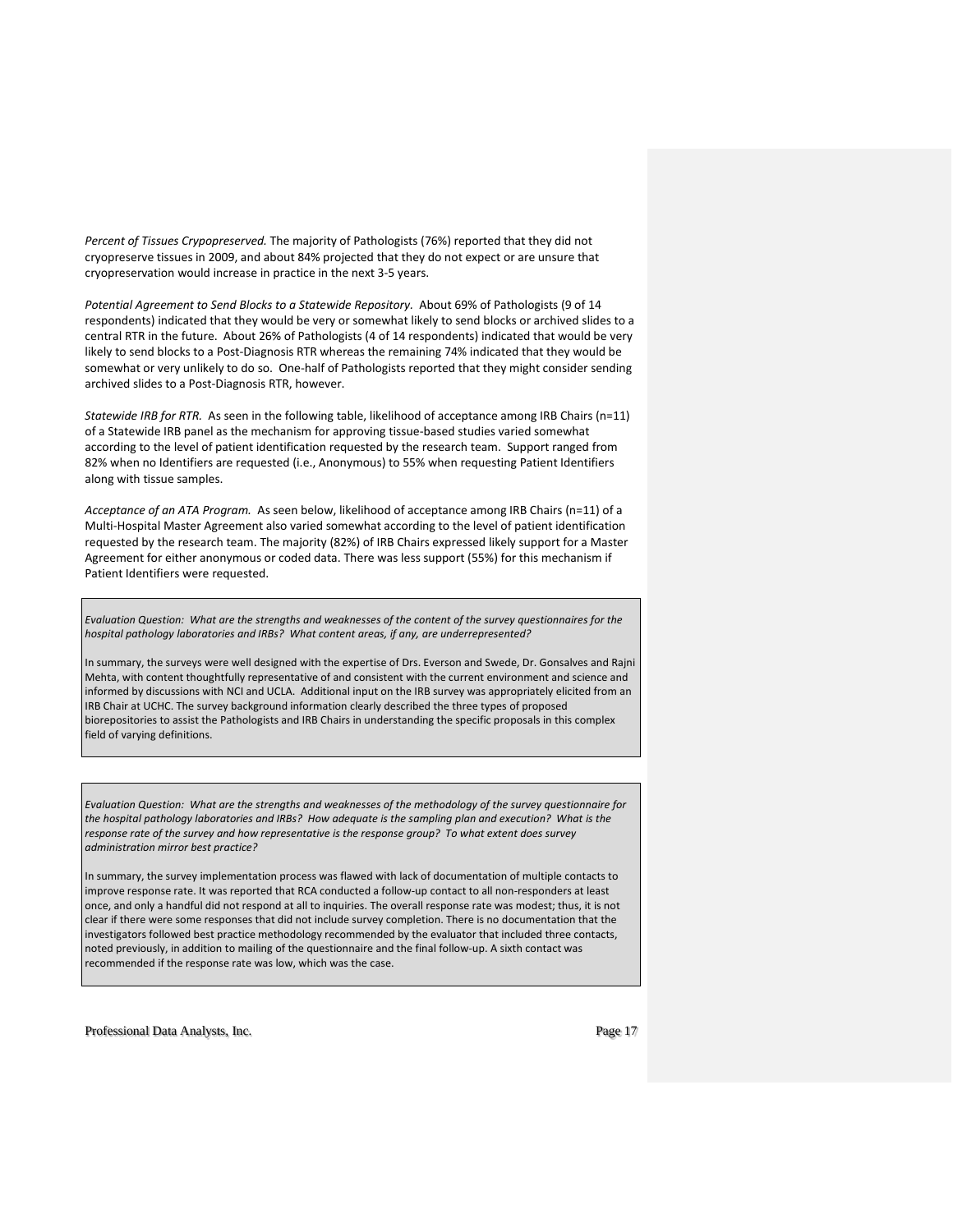*Percent of Tissues Crypopreserved.* The majority of Pathologists (76%) reported that they did not cryopreserve tissues in 2009, and about 84% projected that they do not expect or are unsure that cryopreservation would increase in practice in the next 3-5 years.

*Potential Agreement to Send Blocks to a Statewide Repository.* About 69% of Pathologists (9 of 14 respondents) indicated that they would be very or somewhat likely to send blocks or archived slides to a central RTR in the future. About 26% of Pathologists (4 of 14 respondents) indicated that would be very likely to send blocks to a Post-Diagnosis RTR whereas the remaining 74% indicated that they would be somewhat or very unlikely to do so. One-half of Pathologists reported that they might consider sending archived slides to a Post-Diagnosis RTR, however.

*Statewide IRB for RTR.* As seen in the following table, likelihood of acceptance among IRB Chairs (n=11) of a Statewide IRB panel as the mechanism for approving tissue-based studies varied somewhat according to the level of patient identification requested by the research team. Support ranged from 82% when no Identifiers are requested (i.e., Anonymous) to 55% when requesting Patient Identifiers along with tissue samples.

*Acceptance of an ATA Program.* As seen below, likelihood of acceptance among IRB Chairs (n=11) of a Multi-Hospital Master Agreement also varied somewhat according to the level of patient identification requested by the research team. The majority (82%) of IRB Chairs expressed likely support for a Master Agreement for either anonymous or coded data. There was less support (55%) for this mechanism if Patient Identifiers were requested.

*Evaluation Question: What are the strengths and weaknesses of the content of the survey questionnaires for the hospital pathology laboratories and IRBs? What content areas, if any, are underrepresented?*

In summary, the surveys were well designed with the expertise of Drs. Everson and Swede, Dr. Gonsalves and Rajni Mehta, with content thoughtfully representative of and consistent with the current environment and science and informed by discussions with NCI and UCLA. Additional input on the IRB survey was appropriately elicited from an IRB Chair at UCHC. The survey background information clearly described the three types of proposed biorepositories to assist the Pathologists and IRB Chairs in understanding the specific proposals in this complex field of varying definitions.

*Evaluation Question: What are the strengths and weaknesses of the methodology of the survey questionnaire for the hospital pathology laboratories and IRBs? How adequate is the sampling plan and execution? What is the response rate of the survey and how representative is the response group? To what extent does survey administration mirror best practice?*

In summary, the survey implementation process was flawed with lack of documentation of multiple contacts to improve response rate. It was reported that RCA conducted a follow-up contact to all non-responders at least once, and only a handful did not respond at all to inquiries. The overall response rate was modest; thus, it is not clear if there were some responses that did not include survey completion. There is no documentation that the investigators followed best practice methodology recommended by the evaluator that included three contacts, noted previously, in addition to mailing of the questionnaire and the final follow-up. A sixth contact was recommended if the response rate was low, which was the case.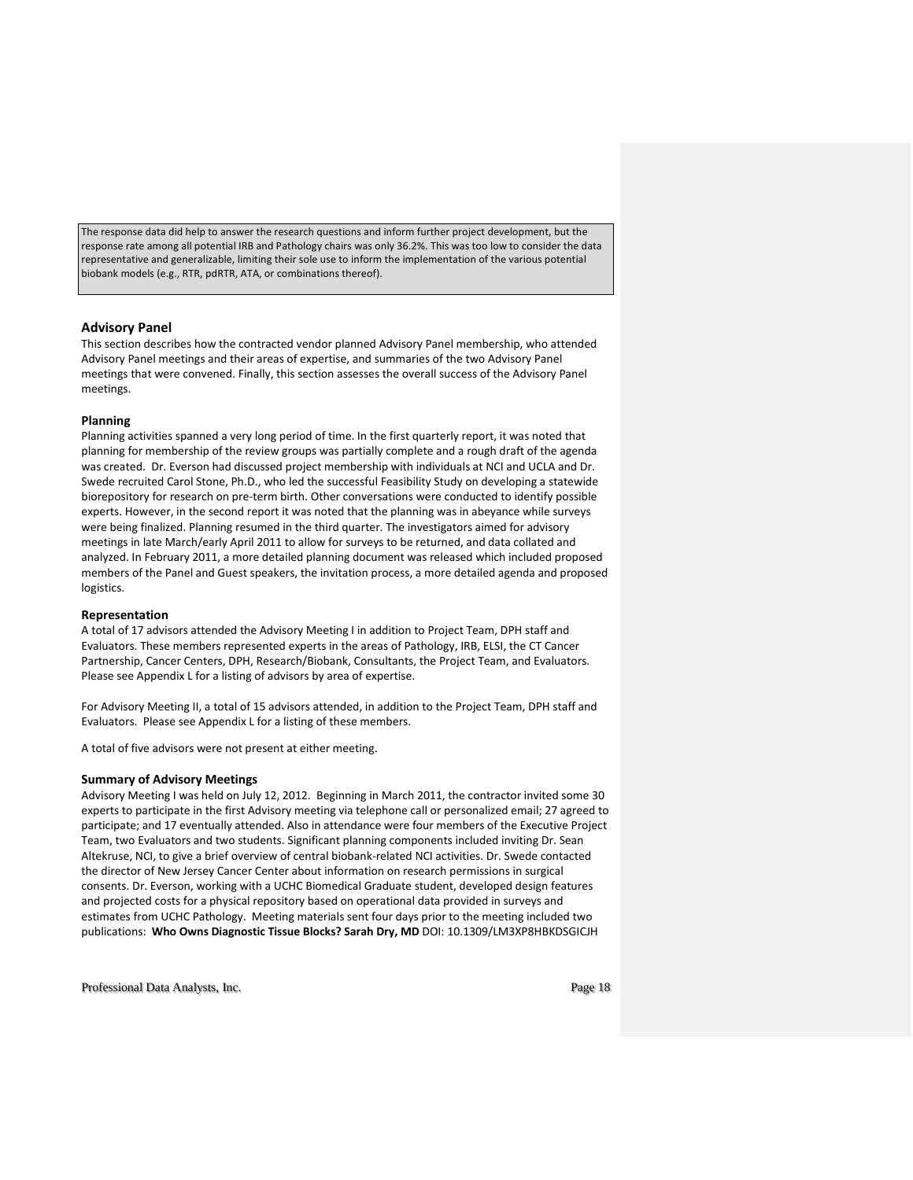The response data did help to answer the research questions and inform further project development, but the response rate among all potential IRB and Pathology chairs was only 36.2%. This was too low to consider the data representative and generalizable, limiting their sole use to inform the implementation of the various potential biobank models (e.g., RTR, pdRTR, ATA, or combinations thereof).

## Advisory Panel

This section describes how the contracted vendor planned Advisory Panel membership, who attended Advisory Panel meetings and their areas of expertise, and summaries of the two Advisory Panel meetings that were convened. Finally, this section assesses the overall success of the Advisory Panel meetings.

### Planning

Planning activities spanned a very long period of time. In the first quarterly report, it was noted that planning for membership of the review groups was partially complete and a rough draft of the agenda was created. Dr. Everson had discussed project membership with individuals at NCI and UCLA and Dr. Swede recruited Carol Stone, Ph.D., who led the successful Feasibility Study on developing a statewide biorepository for research on pre-term birth. Other conversations were conducted to identify possible experts. However, in the second report it was noted that the planning was in abeyance while surveys were being finalized. Planning resumed in the third quarter. The investigators aimed for advisory meetings in late March/early April 2011 to allow for surveys to be returned, and data collated and analyzed. In February 2011, a more detailed planning document was released which included proposed members of the Panel and Guest speakers, the invitation process, a more detailed agenda and proposed logistics.

### Representation

A total of 17 advisors attended the Advisory Meeting I in addition to Project Team, DPH staff and Evaluators. These members represented experts in the areas of Pathology, IRB, ELSI, the CT Cancer Partnership, Cancer Centers, DPH, Research/Biobank, Consultants, the Project Team, and Evaluators. Please see Appendix L for a listing of advisors by area of expertise.

For Advisory Meeting II, a total of 15 advisors attended, in addition to the Project Team, DPH staff and Evaluators. Please see Appendix L for a listing of these members.

A total of five advisors were not present at either meeting.

### Summary of Advisory Meetings

Advisory Meeting I was held on July 12, 2012. Beginning in March 2011, the contractor invited some 30 experts to participate in the first Advisory meeting via telephone call or personalized email; 27 agreed to participate; and 17 eventually attended. Also in attendance were four members of the Executive Project Team, two Evaluators and two students. Significant planning components included inviting Dr. Sean Altekruse, NCI, to give a brief overview of central biobank-related NCI activities. Dr. Swede contacted the director of New Jersey Cancer Center about information on research permissions in surgical consents. Dr. Everson, working with a UCHC Biomedical Graduate student, developed design features and projected costs for a physical repository based on operational data provided in surveys and estimates from UCHC Pathology. Meeting materials sent four days prior to the meeting included two publications: **Who Owns Diagnostic Tissue Blocks? Sarah Dry, MD** DOI: 10.1309/LM3XP8HBKDSGICJH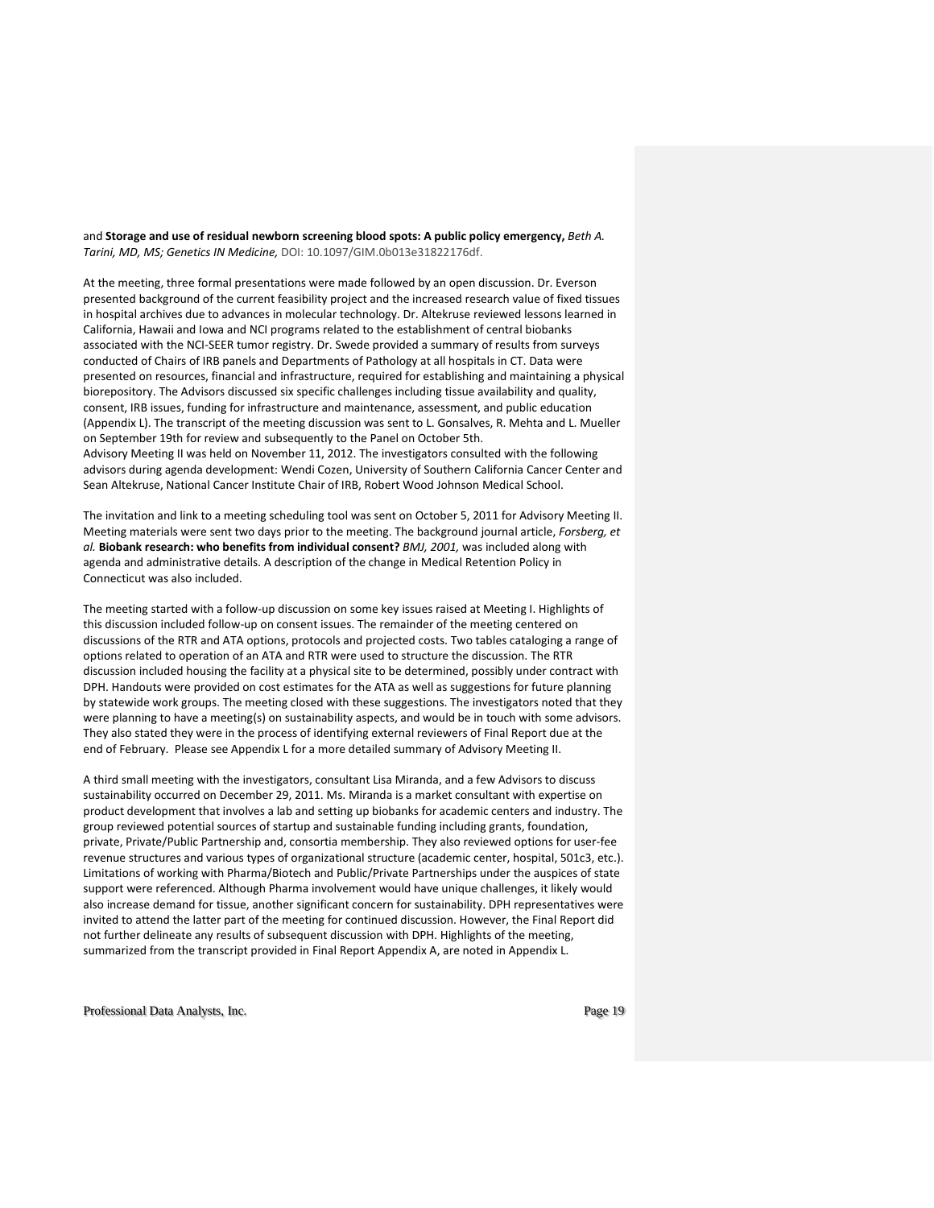and **Storage and use of residual newborn screening blood spots: A public policy emergency,** *Beth A. Tarini, MD, MS; Genetics IN Medicine,* DOI: 10.1097/GIM.0b013e31822176df.

At the meeting, three formal presentations were made followed by an open discussion. Dr. Everson presented background of the current feasibility project and the increased research value of fixed tissues in hospital archives due to advances in molecular technology. Dr. Altekruse reviewed lessons learned in California, Hawaii and Iowa and NCI programs related to the establishment of central biobanks associated with the NCI-SEER tumor registry. Dr. Swede provided a summary of results from surveys conducted of Chairs of IRB panels and Departments of Pathology at all hospitals in CT. Data were presented on resources, financial and infrastructure, required for establishing and maintaining a physical biorepository. The Advisors discussed six specific challenges including tissue availability and quality, consent, IRB issues, funding for infrastructure and maintenance, assessment, and public education (Appendix L). The transcript of the meeting discussion was sent to L. Gonsalves, R. Mehta and L. Mueller on September 19th for review and subsequently to the Panel on October 5th.
Advisory Meeting II was held on November 11, 2012. The investigators consulted with the following advisors during agenda development: Wendi Cozen, University of Southern California Cancer Center and Sean Altekruse, National Cancer Institute Chair of IRB, Robert Wood Johnson Medical School.

The invitation and link to a meeting scheduling tool was sent on October 5, 2011 for Advisory Meeting II. Meeting materials were sent two days prior to the meeting. The background journal article, *Forsberg, et al.* **Biobank research: who benefits from individual consent?** *BMJ, 2001,* was included along with agenda and administrative details. A description of the change in Medical Retention Policy in Connecticut was also included.

The meeting started with a follow-up discussion on some key issues raised at Meeting I. Highlights of this discussion included follow-up on consent issues. The remainder of the meeting centered on discussions of the RTR and ATA options, protocols and projected costs. Two tables cataloging a range of options related to operation of an ATA and RTR were used to structure the discussion. The RTR discussion included housing the facility at a physical site to be determined, possibly under contract with DPH. Handouts were provided on cost estimates for the ATA as well as suggestions for future planning by statewide work groups. The meeting closed with these suggestions. The investigators noted that they were planning to have a meeting(s) on sustainability aspects, and would be in touch with some advisors. They also stated they were in the process of identifying external reviewers of Final Report due at the end of February. Please see Appendix L for a more detailed summary of Advisory Meeting II.

A third small meeting with the investigators, consultant Lisa Miranda, and a few Advisors to discuss sustainability occurred on December 29, 2011. Ms. Miranda is a market consultant with expertise on product development that involves a lab and setting up biobanks for academic centers and industry. The group reviewed potential sources of startup and sustainable funding including grants, foundation, private, Private/Public Partnership and, consortia membership. They also reviewed options for user-fee revenue structures and various types of organizational structure (academic center, hospital, 501c3, etc.). Limitations of working with Pharma/Biotech and Public/Private Partnerships under the auspices of state support were referenced. Although Pharma involvement would have unique challenges, it likely would also increase demand for tissue, another significant concern for sustainability. DPH representatives were invited to attend the latter part of the meeting for continued discussion. However, the Final Report did not further delineate any results of subsequent discussion with DPH. Highlights of the meeting, summarized from the transcript provided in Final Report Appendix A, are noted in Appendix L.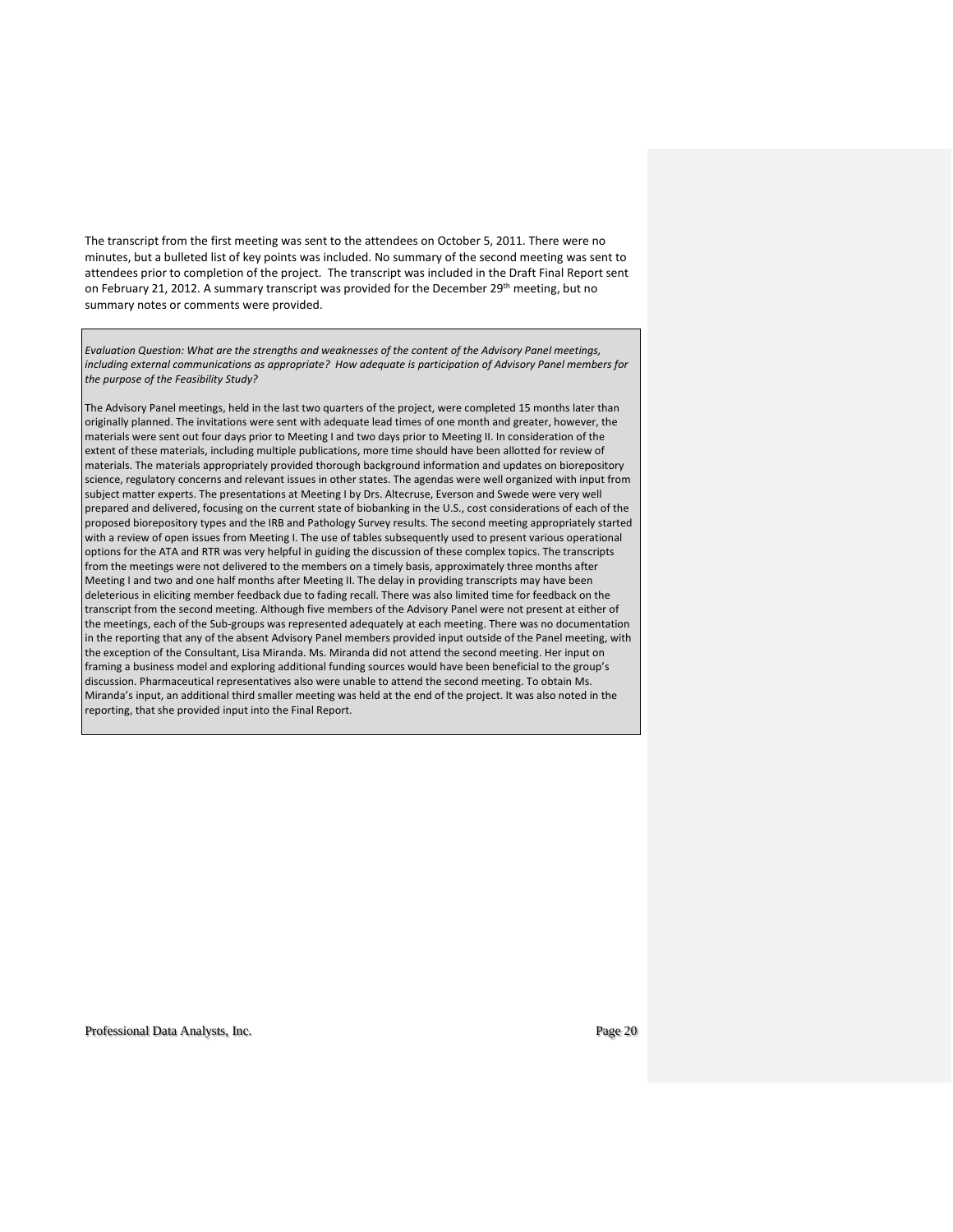The transcript from the first meeting was sent to the attendees on October 5, 2011. There were no minutes, but a bulleted list of key points was included. No summary of the second meeting was sent to attendees prior to completion of the project. The transcript was included in the Draft Final Report sent on February 21, 2012. A summary transcript was provided for the December 29th meeting, but no summary notes or comments were provided.

*Evaluation Question: What are the strengths and weaknesses of the content of the Advisory Panel meetings, including external communications as appropriate? How adequate is participation of Advisory Panel members for the purpose of the Feasibility Study?*

The Advisory Panel meetings, held in the last two quarters of the project, were completed 15 months later than originally planned. The invitations were sent with adequate lead times of one month and greater, however, the materials were sent out four days prior to Meeting I and two days prior to Meeting II. In consideration of the extent of these materials, including multiple publications, more time should have been allotted for review of materials. The materials appropriately provided thorough background information and updates on biorepository science, regulatory concerns and relevant issues in other states. The agendas were well organized with input from subject matter experts. The presentations at Meeting I by Drs. Altecruse, Everson and Swede were very well prepared and delivered, focusing on the current state of biobanking in the U.S., cost considerations of each of the proposed biorepository types and the IRB and Pathology Survey results. The second meeting appropriately started with a review of open issues from Meeting I. The use of tables subsequently used to present various operational options for the ATA and RTR was very helpful in guiding the discussion of these complex topics. The transcripts from the meetings were not delivered to the members on a timely basis, approximately three months after Meeting I and two and one half months after Meeting II. The delay in providing transcripts may have been deleterious in eliciting member feedback due to fading recall. There was also limited time for feedback on the transcript from the second meeting. Although five members of the Advisory Panel were not present at either of the meetings, each of the Sub-groups was represented adequately at each meeting. There was no documentation in the reporting that any of the absent Advisory Panel members provided input outside of the Panel meeting, with the exception of the Consultant, Lisa Miranda. Ms. Miranda did not attend the second meeting. Her input on framing a business model and exploring additional funding sources would have been beneficial to the group's discussion. Pharmaceutical representatives also were unable to attend the second meeting. To obtain Ms. Miranda's input, an additional third smaller meeting was held at the end of the project. It was also noted in the reporting, that she provided input into the Final Report.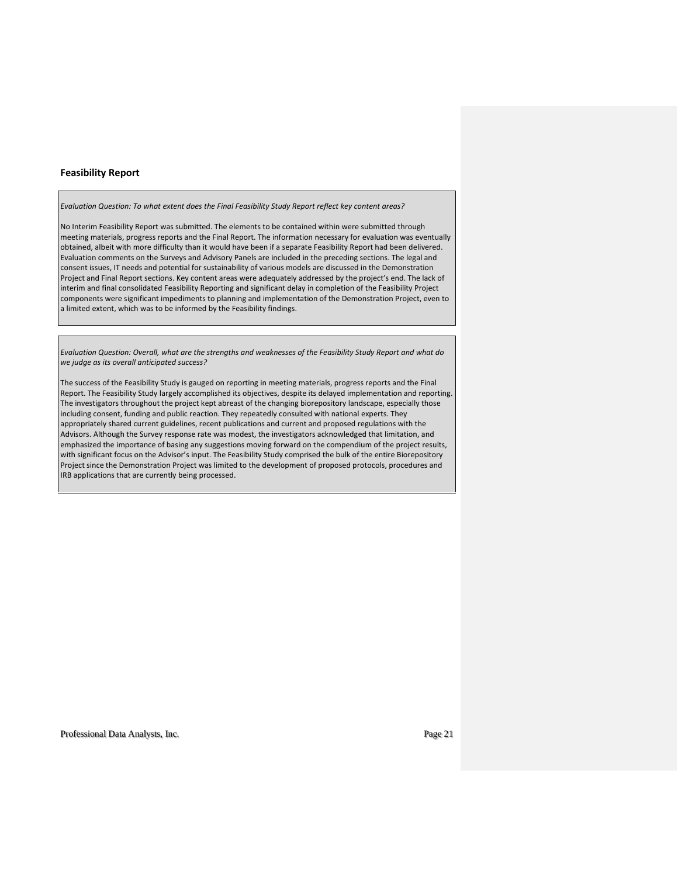## Feasibility Report

*Evaluation Question: To what extent does the Final Feasibility Study Report reflect key content areas?*

No Interim Feasibility Report was submitted. The elements to be contained within were submitted through meeting materials, progress reports and the Final Report. The information necessary for evaluation was eventually obtained, albeit with more difficulty than it would have been if a separate Feasibility Report had been delivered. Evaluation comments on the Surveys and Advisory Panels are included in the preceding sections. The legal and consent issues, IT needs and potential for sustainability of various models are discussed in the Demonstration Project and Final Report sections. Key content areas were adequately addressed by the project's end. The lack of interim and final consolidated Feasibility Reporting and significant delay in completion of the Feasibility Project components were significant impediments to planning and implementation of the Demonstration Project, even to a limited extent, which was to be informed by the Feasibility findings.

*Evaluation Question: Overall, what are the strengths and weaknesses of the Feasibility Study Report and what do we judge as its overall anticipated success?*

The success of the Feasibility Study is gauged on reporting in meeting materials, progress reports and the Final Report. The Feasibility Study largely accomplished its objectives, despite its delayed implementation and reporting. The investigators throughout the project kept abreast of the changing biorepository landscape, especially those including consent, funding and public reaction. They repeatedly consulted with national experts. They appropriately shared current guidelines, recent publications and current and proposed regulations with the Advisors. Although the Survey response rate was modest, the investigators acknowledged that limitation, and emphasized the importance of basing any suggestions moving forward on the compendium of the project results, with significant focus on the Advisor's input. The Feasibility Study comprised the bulk of the entire Biorepository Project since the Demonstration Project was limited to the development of proposed protocols, procedures and IRB applications that are currently being processed.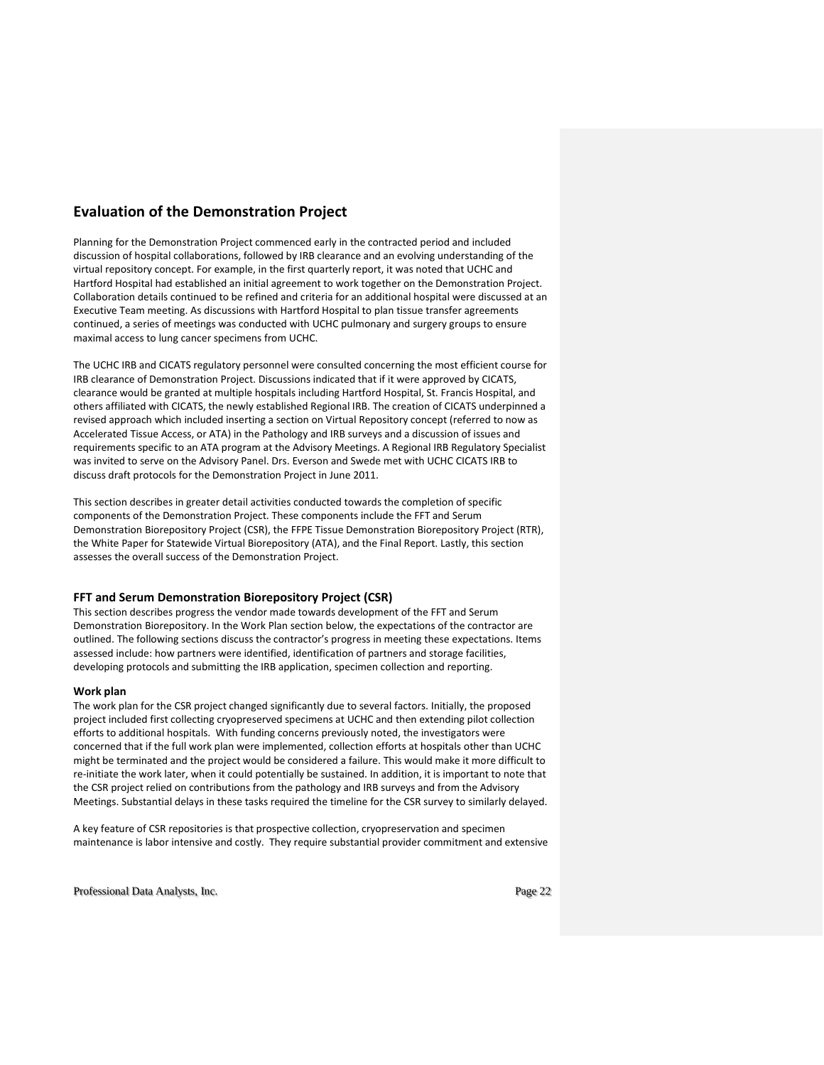## Evaluation of the Demonstration Project

Planning for the Demonstration Project commenced early in the contracted period and included discussion of hospital collaborations, followed by IRB clearance and an evolving understanding of the virtual repository concept. For example, in the first quarterly report, it was noted that UCHC and Hartford Hospital had established an initial agreement to work together on the Demonstration Project. Collaboration details continued to be refined and criteria for an additional hospital were discussed at an Executive Team meeting. As discussions with Hartford Hospital to plan tissue transfer agreements continued, a series of meetings was conducted with UCHC pulmonary and surgery groups to ensure maximal access to lung cancer specimens from UCHC.

The UCHC IRB and CICATS regulatory personnel were consulted concerning the most efficient course for IRB clearance of Demonstration Project. Discussions indicated that if it were approved by CICATS, clearance would be granted at multiple hospitals including Hartford Hospital, St. Francis Hospital, and others affiliated with CICATS, the newly established Regional IRB. The creation of CICATS underpinned a revised approach which included inserting a section on Virtual Repository concept (referred to now as Accelerated Tissue Access, or ATA) in the Pathology and IRB surveys and a discussion of issues and requirements specific to an ATA program at the Advisory Meetings. A Regional IRB Regulatory Specialist was invited to serve on the Advisory Panel. Drs. Everson and Swede met with UCHC CICATS IRB to discuss draft protocols for the Demonstration Project in June 2011.

This section describes in greater detail activities conducted towards the completion of specific components of the Demonstration Project. These components include the FFT and Serum Demonstration Biorepository Project (CSR), the FFPE Tissue Demonstration Biorepository Project (RTR), the White Paper for Statewide Virtual Biorepository (ATA), and the Final Report. Lastly, this section assesses the overall success of the Demonstration Project.

### FFT and Serum Demonstration Biorepository Project (CSR)

This section describes progress the vendor made towards development of the FFT and Serum Demonstration Biorepository. In the Work Plan section below, the expectations of the contractor are outlined. The following sections discuss the contractor's progress in meeting these expectations. Items assessed include: how partners were identified, identification of partners and storage facilities, developing protocols and submitting the IRB application, specimen collection and reporting.

#### Work plan

The work plan for the CSR project changed significantly due to several factors. Initially, the proposed project included first collecting cryopreserved specimens at UCHC and then extending pilot collection efforts to additional hospitals. With funding concerns previously noted, the investigators were concerned that if the full work plan were implemented, collection efforts at hospitals other than UCHC might be terminated and the project would be considered a failure. This would make it more difficult to re-initiate the work later, when it could potentially be sustained. In addition, it is important to note that the CSR project relied on contributions from the pathology and IRB surveys and from the Advisory Meetings. Substantial delays in these tasks required the timeline for the CSR survey to similarly delayed.

A key feature of CSR repositories is that prospective collection, cryopreservation and specimen maintenance is labor intensive and costly. They require substantial provider commitment and extensive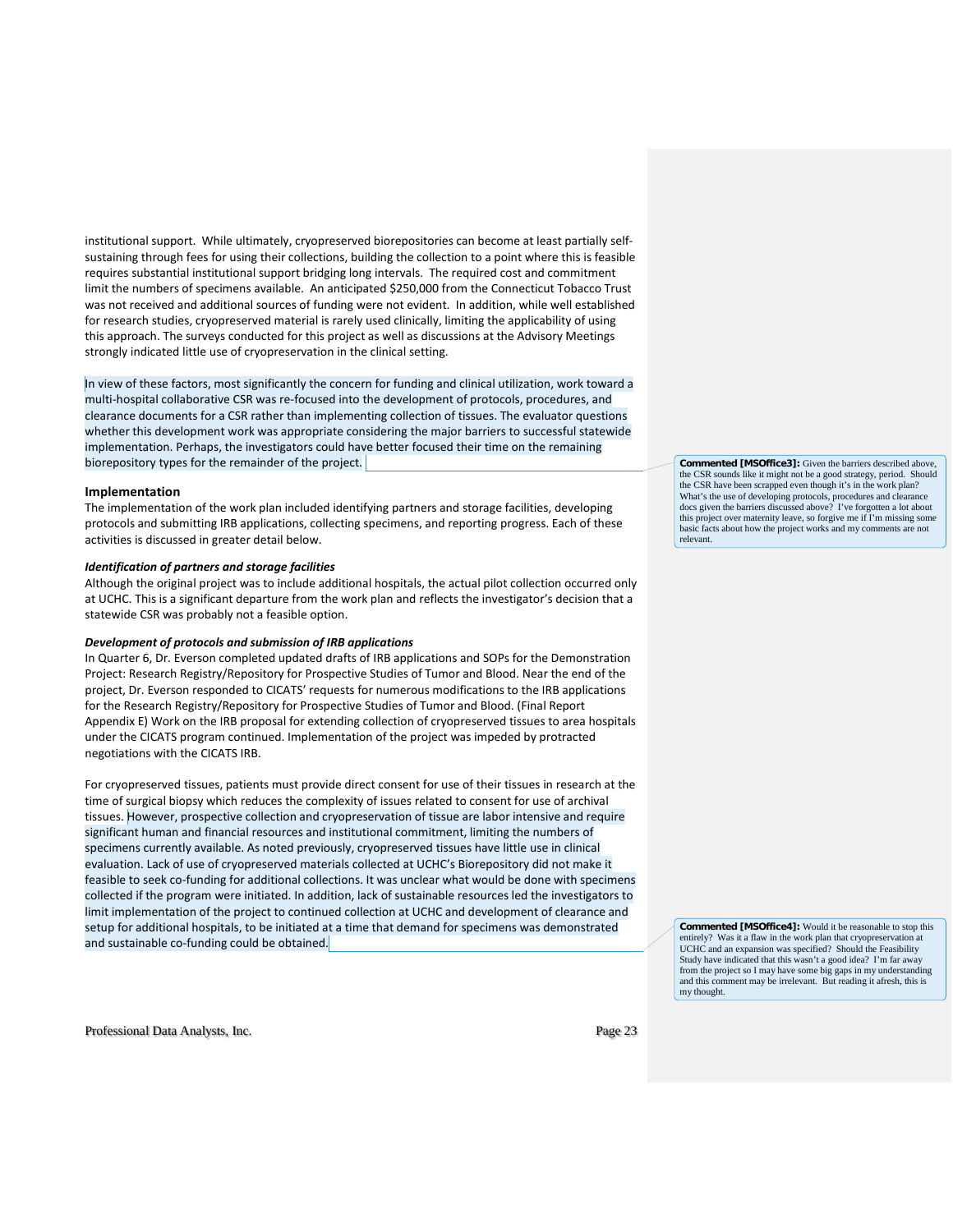institutional support. While ultimately, cryopreserved biorepositories can become at least partially self-sustaining through fees for using their collections, building the collection to a point where this is feasible requires substantial institutional support bridging long intervals. The required cost and commitment limit the numbers of specimens available. An anticipated $250,000 from the Connecticut Tobacco Trust was not received and additional sources of funding were not evident. In addition, while well established for research studies, cryopreserved material is rarely used clinically, limiting the applicability of using this approach. The surveys conducted for this project as well as discussions at the Advisory Meetings strongly indicated little use of cryopreservation in the clinical setting.

In view of these factors, most significantly the concern for funding and clinical utilization, work toward a multi-hospital collaborative CSR was re-focused into the development of protocols, procedures, and clearance documents for a CSR rather than implementing collection of tissues. The evaluator questions whether this development work was appropriate considering the major barriers to successful statewide implementation. Perhaps, the investigators could have better focused their time on the remaining biorepository types for the remainder of the project.

**Commented [MSOffice3]:** Given the barriers described above, the CSR sounds like it might not be a good strategy, period. Should the CSR have been scrapped even though it's in the work plan? What's the use of developing protocols, procedures and clearance docs given the barriers discussed above? I've forgotten a lot about this project over maternity leave, so forgive me if I'm missing some basic facts about how the project works and my comments are not relevant.

## Implementation

The implementation of the work plan included identifying partners and storage facilities, developing protocols and submitting IRB applications, collecting specimens, and reporting progress. Each of these activities is discussed in greater detail below.

### *Identification of partners and storage facilities*

Although the original project was to include additional hospitals, the actual pilot collection occurred only at UCHC. This is a significant departure from the work plan and reflects the investigator's decision that a statewide CSR was probably not a feasible option.

### *Development of protocols and submission of IRB applications*

In Quarter 6, Dr. Everson completed updated drafts of IRB applications and SOPs for the Demonstration Project: Research Registry/Repository for Prospective Studies of Tumor and Blood. Near the end of the project, Dr. Everson responded to CICATS' requests for numerous modifications to the IRB applications for the Research Registry/Repository for Prospective Studies of Tumor and Blood. (Final Report Appendix E) Work on the IRB proposal for extending collection of cryopreserved tissues to area hospitals under the CICATS program continued. Implementation of the project was impeded by protracted negotiations with the CICATS IRB.

For cryopreserved tissues, patients must provide direct consent for use of their tissues in research at the time of surgical biopsy which reduces the complexity of issues related to consent for use of archival tissues. However, prospective collection and cryopreservation of tissue are labor intensive and require significant human and financial resources and institutional commitment, limiting the numbers of specimens currently available. As noted previously, cryopreserved tissues have little use in clinical evaluation. Lack of use of cryopreserved materials collected at UCHC's Biorepository did not make it feasible to seek co-funding for additional collections. It was unclear what would be done with specimens collected if the program were initiated. In addition, lack of sustainable resources led the investigators to limit implementation of the project to continued collection at UCHC and development of clearance and setup for additional hospitals, to be initiated at a time that demand for specimens was demonstrated and sustainable co-funding could be obtained.

**Commented [MSOffice4]:** Would it be reasonable to stop this entirely? Was it a flaw in the work plan that cryopreservation at UCHC and an expansion was specified? Should the Feasibility Study have indicated that this wasn't a good idea? I'm far away from the project so I may have some big gaps in my understanding and this comment may be irrelevant. But reading it afresh, this is my thought.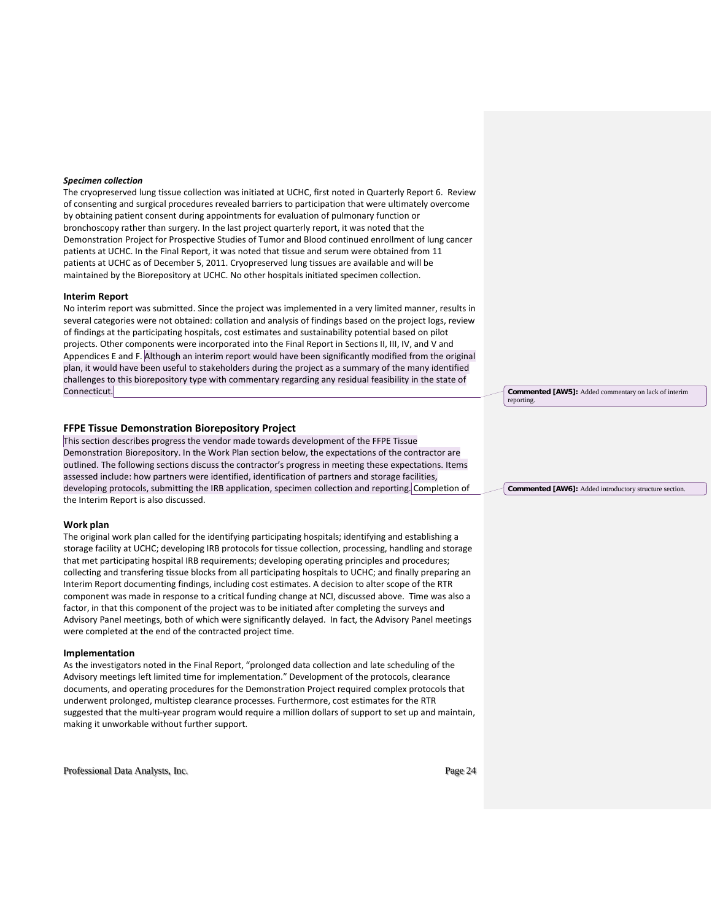***Specimen collection***

The cryopreserved lung tissue collection was initiated at UCHC, first noted in Quarterly Report 6. Review of consenting and surgical procedures revealed barriers to participation that were ultimately overcome by obtaining patient consent during appointments for evaluation of pulmonary function or bronchoscopy rather than surgery. In the last project quarterly report, it was noted that the Demonstration Project for Prospective Studies of Tumor and Blood continued enrollment of lung cancer patients at UCHC. In the Final Report, it was noted that tissue and serum were obtained from 11 patients at UCHC as of December 5, 2011. Cryopreserved lung tissues are available and will be maintained by the Biorepository at UCHC. No other hospitals initiated specimen collection.

### Interim Report

No interim report was submitted. Since the project was implemented in a very limited manner, results in several categories were not obtained: collation and analysis of findings based on the project logs, review of findings at the participating hospitals, cost estimates and sustainability potential based on pilot projects. Other components were incorporated into the Final Report in Sections II, III, IV, and V and Appendices E and F. Although an interim report would have been significantly modified from the original plan, it would have been useful to stakeholders during the project as a summary of the many identified challenges to this biorepository type with commentary regarding any residual feasibility in the state of Connecticut.

**Commented [AW5]:** Added commentary on lack of interim reporting.

## FFPE Tissue Demonstration Biorepository Project

This section describes progress the vendor made towards development of the FFPE Tissue Demonstration Biorepository. In the Work Plan section below, the expectations of the contractor are outlined. The following sections discuss the contractor's progress in meeting these expectations. Items assessed include: how partners were identified, identification of partners and storage facilities, developing protocols, submitting the IRB application, specimen collection and reporting. Completion of the Interim Report is also discussed.

**Commented [AW6]:** Added introductory structure section.

### Work plan

The original work plan called for the identifying participating hospitals; identifying and establishing a storage facility at UCHC; developing IRB protocols for tissue collection, processing, handling and storage that met participating hospital IRB requirements; developing operating principles and procedures; collecting and transfering tissue blocks from all participating hospitals to UCHC; and finally preparing an Interim Report documenting findings, including cost estimates. A decision to alter scope of the RTR component was made in response to a critical funding change at NCI, discussed above. Time was also a factor, in that this component of the project was to be initiated after completing the surveys and Advisory Panel meetings, both of which were significantly delayed. In fact, the Advisory Panel meetings were completed at the end of the contracted project time.

### Implementation

As the investigators noted in the Final Report, "prolonged data collection and late scheduling of the Advisory meetings left limited time for implementation." Development of the protocols, clearance documents, and operating procedures for the Demonstration Project required complex protocols that underwent prolonged, multistep clearance processes. Furthermore, cost estimates for the RTR suggested that the multi-year program would require a million dollars of support to set up and maintain, making it unworkable without further support.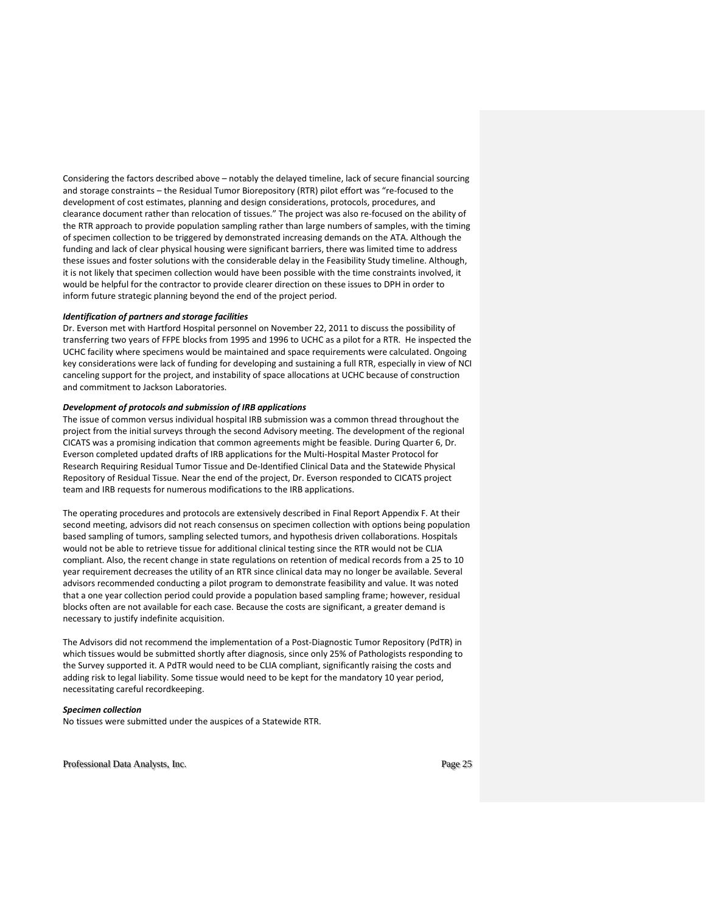Considering the factors described above – notably the delayed timeline, lack of secure financial sourcing and storage constraints – the Residual Tumor Biorepository (RTR) pilot effort was "re-focused to the development of cost estimates, planning and design considerations, protocols, procedures, and clearance document rather than relocation of tissues." The project was also re-focused on the ability of the RTR approach to provide population sampling rather than large numbers of samples, with the timing of specimen collection to be triggered by demonstrated increasing demands on the ATA. Although the funding and lack of clear physical housing were significant barriers, there was limited time to address these issues and foster solutions with the considerable delay in the Feasibility Study timeline. Although, it is not likely that specimen collection would have been possible with the time constraints involved, it would be helpful for the contractor to provide clearer direction on these issues to DPH in order to inform future strategic planning beyond the end of the project period.

***Identification of partners and storage facilities***

Dr. Everson met with Hartford Hospital personnel on November 22, 2011 to discuss the possibility of transferring two years of FFPE blocks from 1995 and 1996 to UCHC as a pilot for a RTR. He inspected the UCHC facility where specimens would be maintained and space requirements were calculated. Ongoing key considerations were lack of funding for developing and sustaining a full RTR, especially in view of NCI canceling support for the project, and instability of space allocations at UCHC because of construction and commitment to Jackson Laboratories.

***Development of protocols and submission of IRB applications***

The issue of common versus individual hospital IRB submission was a common thread throughout the project from the initial surveys through the second Advisory meeting. The development of the regional CICATS was a promising indication that common agreements might be feasible. During Quarter 6, Dr. Everson completed updated drafts of IRB applications for the Multi-Hospital Master Protocol for Research Requiring Residual Tumor Tissue and De-Identified Clinical Data and the Statewide Physical Repository of Residual Tissue. Near the end of the project, Dr. Everson responded to CICATS project team and IRB requests for numerous modifications to the IRB applications.

The operating procedures and protocols are extensively described in Final Report Appendix F. At their second meeting, advisors did not reach consensus on specimen collection with options being population based sampling of tumors, sampling selected tumors, and hypothesis driven collaborations. Hospitals would not be able to retrieve tissue for additional clinical testing since the RTR would not be CLIA compliant. Also, the recent change in state regulations on retention of medical records from a 25 to 10 year requirement decreases the utility of an RTR since clinical data may no longer be available. Several advisors recommended conducting a pilot program to demonstrate feasibility and value. It was noted that a one year collection period could provide a population based sampling frame; however, residual blocks often are not available for each case. Because the costs are significant, a greater demand is necessary to justify indefinite acquisition.

The Advisors did not recommend the implementation of a Post-Diagnostic Tumor Repository (PdTR) in which tissues would be submitted shortly after diagnosis, since only 25% of Pathologists responding to the Survey supported it. A PdTR would need to be CLIA compliant, significantly raising the costs and adding risk to legal liability. Some tissue would need to be kept for the mandatory 10 year period, necessitating careful recordkeeping.

***Specimen collection***

No tissues were submitted under the auspices of a Statewide RTR.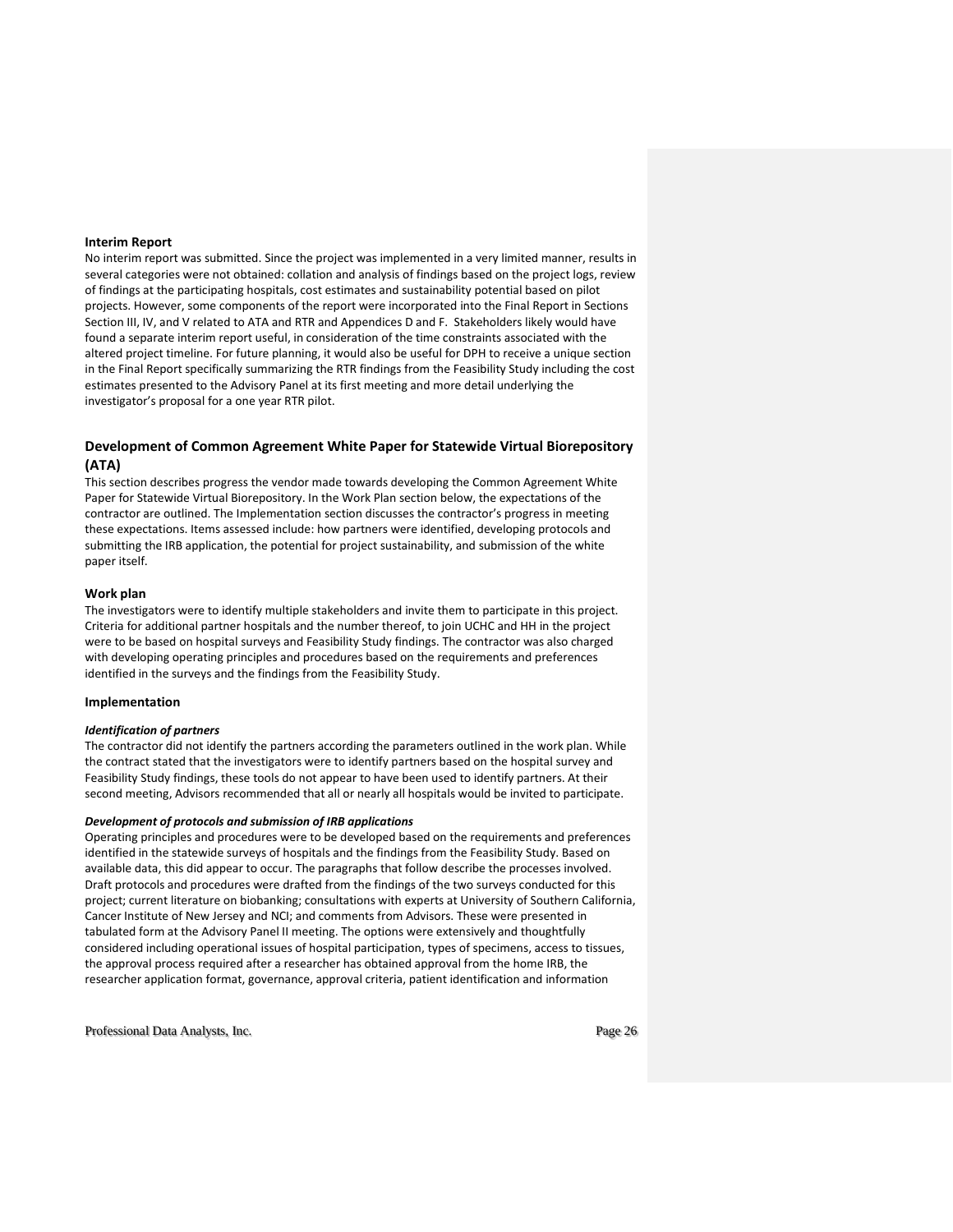### Interim Report

No interim report was submitted. Since the project was implemented in a very limited manner, results in several categories were not obtained: collation and analysis of findings based on the project logs, review of findings at the participating hospitals, cost estimates and sustainability potential based on pilot projects. However, some components of the report were incorporated into the Final Report in Sections Section III, IV, and V related to ATA and RTR and Appendices D and F. Stakeholders likely would have found a separate interim report useful, in consideration of the time constraints associated with the altered project timeline. For future planning, it would also be useful for DPH to receive a unique section in the Final Report specifically summarizing the RTR findings from the Feasibility Study including the cost estimates presented to the Advisory Panel at its first meeting and more detail underlying the investigator's proposal for a one year RTR pilot.

## Development of Common Agreement White Paper for Statewide Virtual Biorepository (ATA)

This section describes progress the vendor made towards developing the Common Agreement White Paper for Statewide Virtual Biorepository. In the Work Plan section below, the expectations of the contractor are outlined. The Implementation section discusses the contractor's progress in meeting these expectations. Items assessed include: how partners were identified, developing protocols and submitting the IRB application, the potential for project sustainability, and submission of the white paper itself.

### Work plan

The investigators were to identify multiple stakeholders and invite them to participate in this project. Criteria for additional partner hospitals and the number thereof, to join UCHC and HH in the project were to be based on hospital surveys and Feasibility Study findings. The contractor was also charged with developing operating principles and procedures based on the requirements and preferences identified in the surveys and the findings from the Feasibility Study.

### Implementation

#### *Identification of partners*

The contractor did not identify the partners according the parameters outlined in the work plan. While the contract stated that the investigators were to identify partners based on the hospital survey and Feasibility Study findings, these tools do not appear to have been used to identify partners. At their second meeting, Advisors recommended that all or nearly all hospitals would be invited to participate.

#### *Development of protocols and submission of IRB applications*

Operating principles and procedures were to be developed based on the requirements and preferences identified in the statewide surveys of hospitals and the findings from the Feasibility Study. Based on available data, this did appear to occur. The paragraphs that follow describe the processes involved. Draft protocols and procedures were drafted from the findings of the two surveys conducted for this project; current literature on biobanking; consultations with experts at University of Southern California, Cancer Institute of New Jersey and NCI; and comments from Advisors. These were presented in tabulated form at the Advisory Panel II meeting. The options were extensively and thoughtfully considered including operational issues of hospital participation, types of specimens, access to tissues, the approval process required after a researcher has obtained approval from the home IRB, the researcher application format, governance, approval criteria, patient identification and information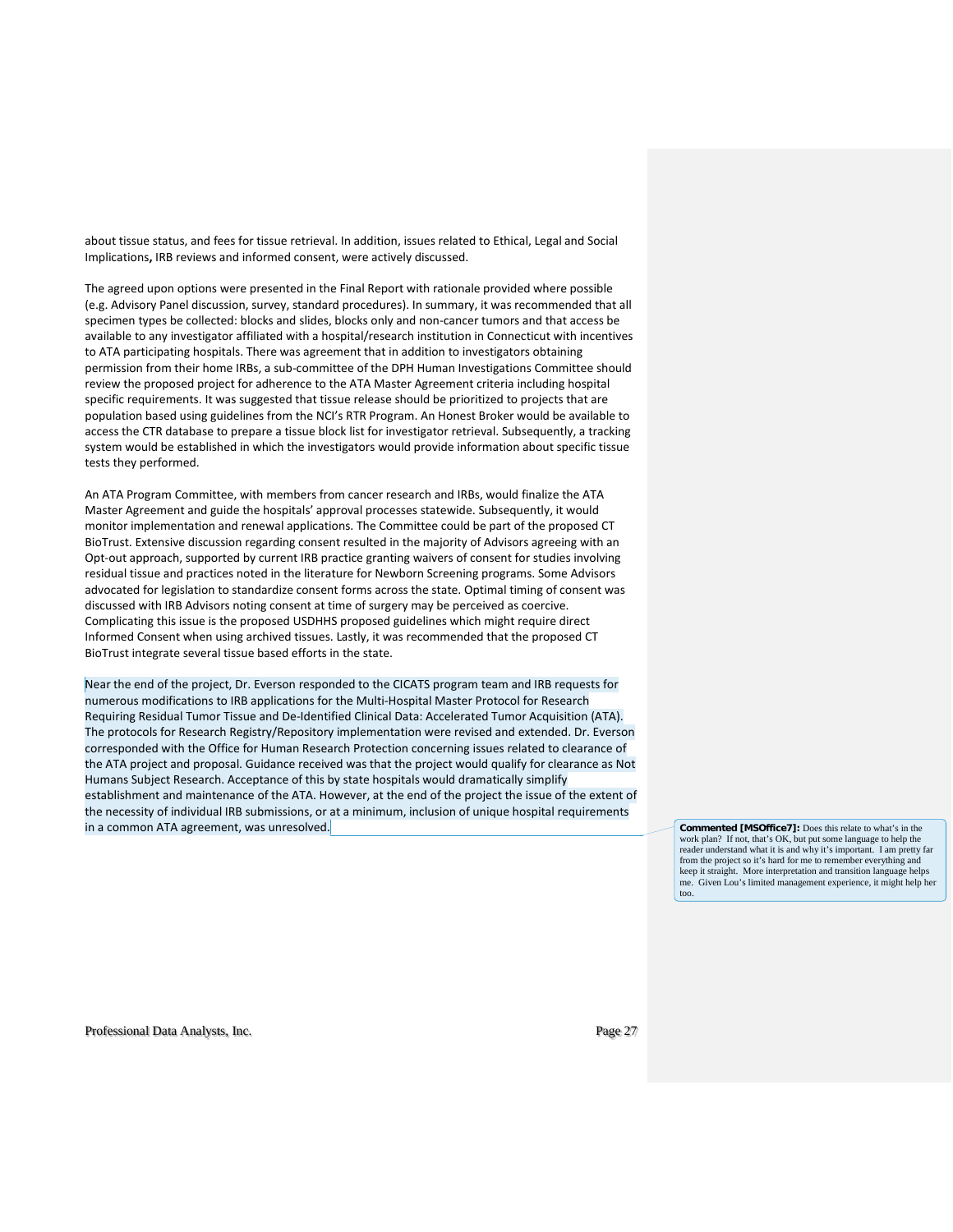about tissue status, and fees for tissue retrieval. In addition, issues related to Ethical, Legal and Social Implications**,** IRB reviews and informed consent, were actively discussed.

The agreed upon options were presented in the Final Report with rationale provided where possible (e.g. Advisory Panel discussion, survey, standard procedures). In summary, it was recommended that all specimen types be collected: blocks and slides, blocks only and non-cancer tumors and that access be available to any investigator affiliated with a hospital/research institution in Connecticut with incentives to ATA participating hospitals. There was agreement that in addition to investigators obtaining permission from their home IRBs, a sub-committee of the DPH Human Investigations Committee should review the proposed project for adherence to the ATA Master Agreement criteria including hospital specific requirements. It was suggested that tissue release should be prioritized to projects that are population based using guidelines from the NCI's RTR Program. An Honest Broker would be available to access the CTR database to prepare a tissue block list for investigator retrieval. Subsequently, a tracking system would be established in which the investigators would provide information about specific tissue tests they performed.

An ATA Program Committee, with members from cancer research and IRBs, would finalize the ATA Master Agreement and guide the hospitals' approval processes statewide. Subsequently, it would monitor implementation and renewal applications. The Committee could be part of the proposed CT BioTrust. Extensive discussion regarding consent resulted in the majority of Advisors agreeing with an Opt-out approach, supported by current IRB practice granting waivers of consent for studies involving residual tissue and practices noted in the literature for Newborn Screening programs. Some Advisors advocated for legislation to standardize consent forms across the state. Optimal timing of consent was discussed with IRB Advisors noting consent at time of surgery may be perceived as coercive. Complicating this issue is the proposed USDHHS proposed guidelines which might require direct Informed Consent when using archived tissues. Lastly, it was recommended that the proposed CT BioTrust integrate several tissue based efforts in the state.

Near the end of the project, Dr. Everson responded to the CICATS program team and IRB requests for numerous modifications to IRB applications for the Multi-Hospital Master Protocol for Research Requiring Residual Tumor Tissue and De-Identified Clinical Data: Accelerated Tumor Acquisition (ATA). The protocols for Research Registry/Repository implementation were revised and extended. Dr. Everson corresponded with the Office for Human Research Protection concerning issues related to clearance of the ATA project and proposal. Guidance received was that the project would qualify for clearance as Not Humans Subject Research. Acceptance of this by state hospitals would dramatically simplify establishment and maintenance of the ATA. However, at the end of the project the issue of the extent of the necessity of individual IRB submissions, or at a minimum, inclusion of unique hospital requirements in a common ATA agreement, was unresolved.

**Commented [MSOffice7]:** Does this relate to what's in the work plan? If not, that's OK, but put some language to help the reader understand what it is and why it's important. I am pretty far from the project so it's hard for me to remember everything and keep it straight. More interpretation and transition language helps me. Given Lou's limited management experience, it might help her too.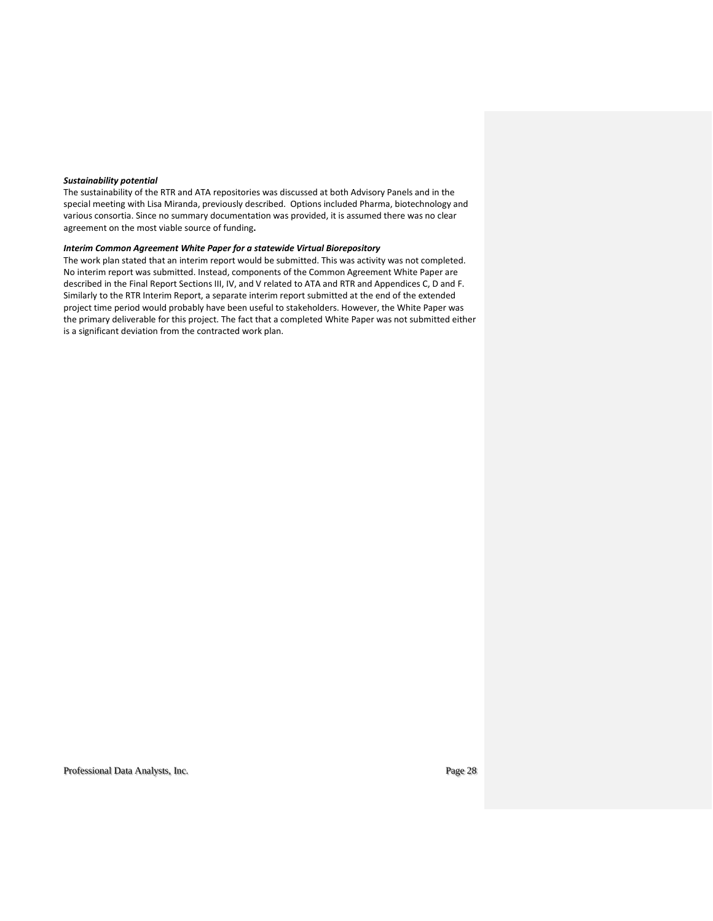***Sustainability potential***

The sustainability of the RTR and ATA repositories was discussed at both Advisory Panels and in the special meeting with Lisa Miranda, previously described. Options included Pharma, biotechnology and various consortia. Since no summary documentation was provided, it is assumed there was no clear agreement on the most viable source of funding**.**

***Interim Common Agreement White Paper for a statewide Virtual Biorepository***

The work plan stated that an interim report would be submitted. This was activity was not completed. No interim report was submitted. Instead, components of the Common Agreement White Paper are described in the Final Report Sections III, IV, and V related to ATA and RTR and Appendices C, D and F. Similarly to the RTR Interim Report, a separate interim report submitted at the end of the extended project time period would probably have been useful to stakeholders. However, the White Paper was the primary deliverable for this project. The fact that a completed White Paper was not submitted either is a significant deviation from the contracted work plan.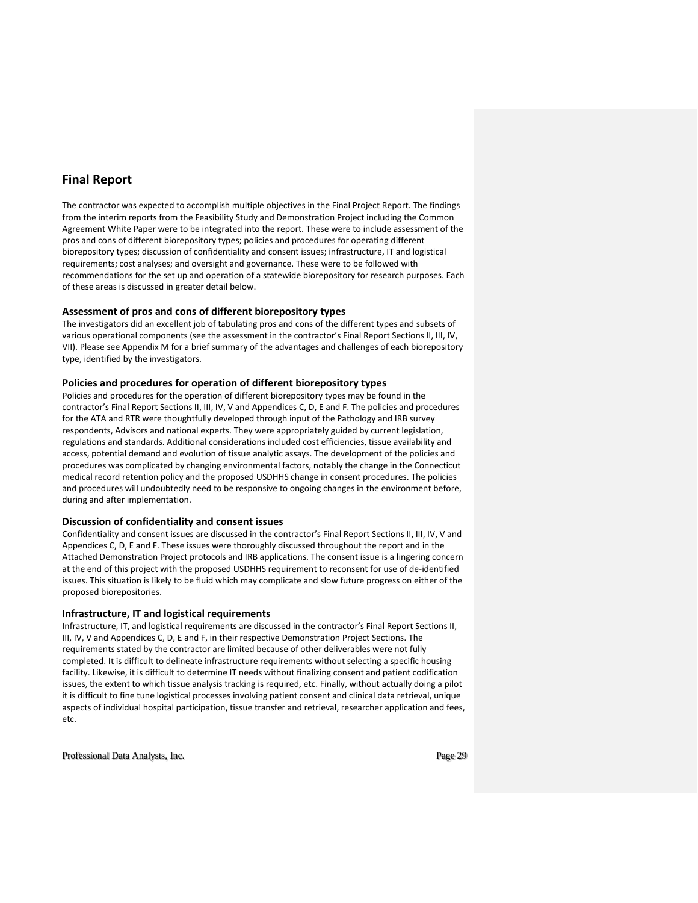## Final Report

The contractor was expected to accomplish multiple objectives in the Final Project Report. The findings from the interim reports from the Feasibility Study and Demonstration Project including the Common Agreement White Paper were to be integrated into the report. These were to include assessment of the pros and cons of different biorepository types; policies and procedures for operating different biorepository types; discussion of confidentiality and consent issues; infrastructure, IT and logistical requirements; cost analyses; and oversight and governance. These were to be followed with recommendations for the set up and operation of a statewide biorepository for research purposes. Each of these areas is discussed in greater detail below.

### Assessment of pros and cons of different biorepository types

The investigators did an excellent job of tabulating pros and cons of the different types and subsets of various operational components (see the assessment in the contractor's Final Report Sections II, III, IV, VII). Please see Appendix M for a brief summary of the advantages and challenges of each biorepository type, identified by the investigators.

### Policies and procedures for operation of different biorepository types

Policies and procedures for the operation of different biorepository types may be found in the contractor's Final Report Sections II, III, IV, V and Appendices C, D, E and F. The policies and procedures for the ATA and RTR were thoughtfully developed through input of the Pathology and IRB survey respondents, Advisors and national experts. They were appropriately guided by current legislation, regulations and standards. Additional considerations included cost efficiencies, tissue availability and access, potential demand and evolution of tissue analytic assays. The development of the policies and procedures was complicated by changing environmental factors, notably the change in the Connecticut medical record retention policy and the proposed USDHHS change in consent procedures. The policies and procedures will undoubtedly need to be responsive to ongoing changes in the environment before, during and after implementation.

### Discussion of confidentiality and consent issues

Confidentiality and consent issues are discussed in the contractor's Final Report Sections II, III, IV, V and Appendices C, D, E and F. These issues were thoroughly discussed throughout the report and in the Attached Demonstration Project protocols and IRB applications. The consent issue is a lingering concern at the end of this project with the proposed USDHHS requirement to reconsent for use of de-identified issues. This situation is likely to be fluid which may complicate and slow future progress on either of the proposed biorepositories.

### Infrastructure, IT and logistical requirements

Infrastructure, IT, and logistical requirements are discussed in the contractor's Final Report Sections II, III, IV, V and Appendices C, D, E and F, in their respective Demonstration Project Sections. The requirements stated by the contractor are limited because of other deliverables were not fully completed. It is difficult to delineate infrastructure requirements without selecting a specific housing facility. Likewise, it is difficult to determine IT needs without finalizing consent and patient codification issues, the extent to which tissue analysis tracking is required, etc. Finally, without actually doing a pilot it is difficult to fine tune logistical processes involving patient consent and clinical data retrieval, unique aspects of individual hospital participation, tissue transfer and retrieval, researcher application and fees, etc.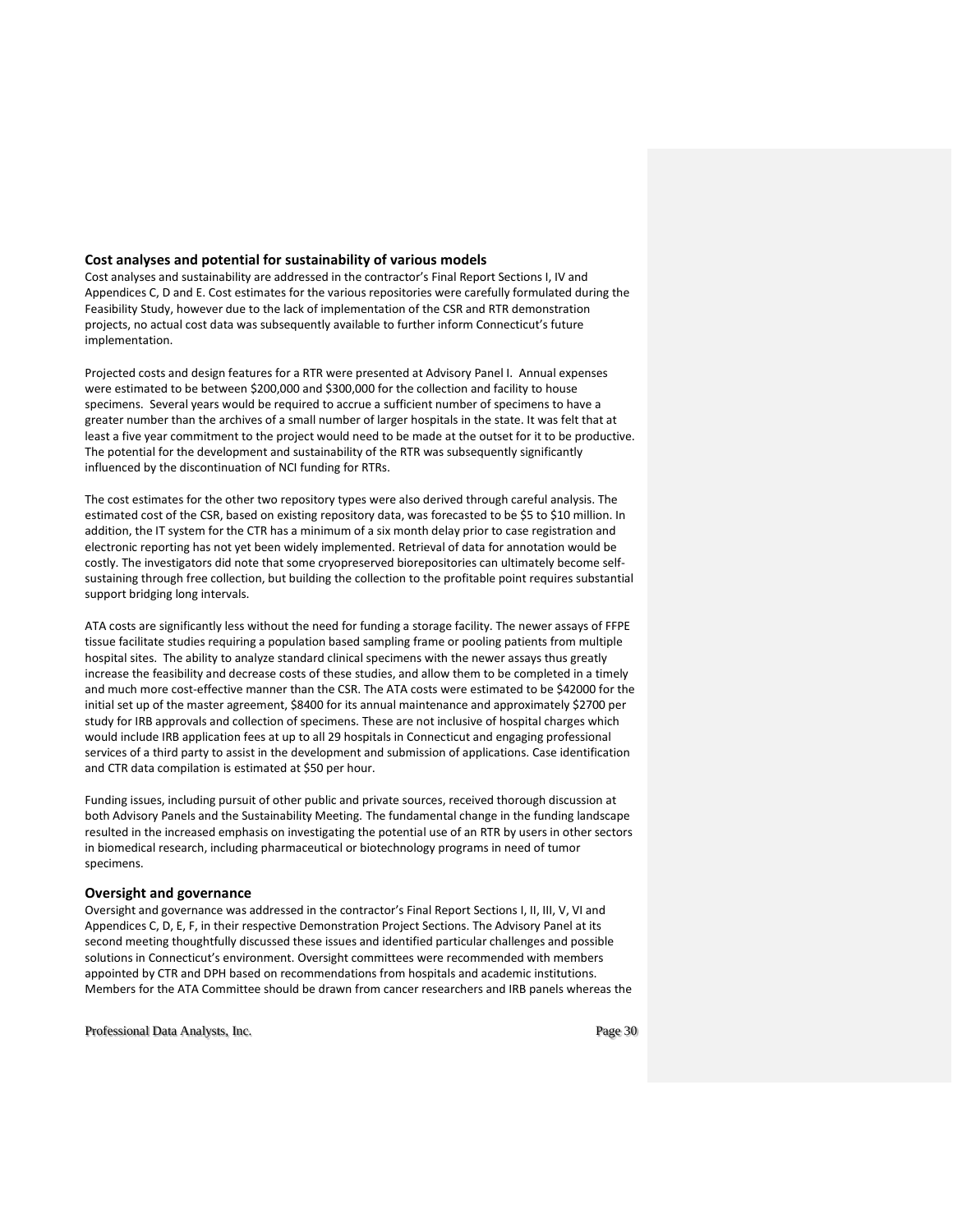## Cost analyses and potential for sustainability of various models

Cost analyses and sustainability are addressed in the contractor's Final Report Sections I, IV and Appendices C, D and E. Cost estimates for the various repositories were carefully formulated during the Feasibility Study, however due to the lack of implementation of the CSR and RTR demonstration projects, no actual cost data was subsequently available to further inform Connecticut's future implementation.

Projected costs and design features for a RTR were presented at Advisory Panel I. Annual expenses were estimated to be between $200,000 and $300,000 for the collection and facility to house specimens. Several years would be required to accrue a sufficient number of specimens to have a greater number than the archives of a small number of larger hospitals in the state. It was felt that at least a five year commitment to the project would need to be made at the outset for it to be productive. The potential for the development and sustainability of the RTR was subsequently significantly influenced by the discontinuation of NCI funding for RTRs.

The cost estimates for the other two repository types were also derived through careful analysis. The estimated cost of the CSR, based on existing repository data, was forecasted to be $5 to $10 million. In addition, the IT system for the CTR has a minimum of a six month delay prior to case registration and electronic reporting has not yet been widely implemented. Retrieval of data for annotation would be costly. The investigators did note that some cryopreserved biorepositories can ultimately become self-sustaining through free collection, but building the collection to the profitable point requires substantial support bridging long intervals.

ATA costs are significantly less without the need for funding a storage facility. The newer assays of FFPE tissue facilitate studies requiring a population based sampling frame or pooling patients from multiple hospital sites. The ability to analyze standard clinical specimens with the newer assays thus greatly increase the feasibility and decrease costs of these studies, and allow them to be completed in a timely and much more cost-effective manner than the CSR. The ATA costs were estimated to be $42000 for the initial set up of the master agreement, $8400 for its annual maintenance and approximately $2700 per study for IRB approvals and collection of specimens. These are not inclusive of hospital charges which would include IRB application fees at up to all 29 hospitals in Connecticut and engaging professional services of a third party to assist in the development and submission of applications. Case identification and CTR data compilation is estimated at $50 per hour.

Funding issues, including pursuit of other public and private sources, received thorough discussion at both Advisory Panels and the Sustainability Meeting. The fundamental change in the funding landscape resulted in the increased emphasis on investigating the potential use of an RTR by users in other sectors in biomedical research, including pharmaceutical or biotechnology programs in need of tumor specimens.

## Oversight and governance

Oversight and governance was addressed in the contractor's Final Report Sections I, II, III, V, VI and Appendices C, D, E, F, in their respective Demonstration Project Sections. The Advisory Panel at its second meeting thoughtfully discussed these issues and identified particular challenges and possible solutions in Connecticut's environment. Oversight committees were recommended with members appointed by CTR and DPH based on recommendations from hospitals and academic institutions. Members for the ATA Committee should be drawn from cancer researchers and IRB panels whereas the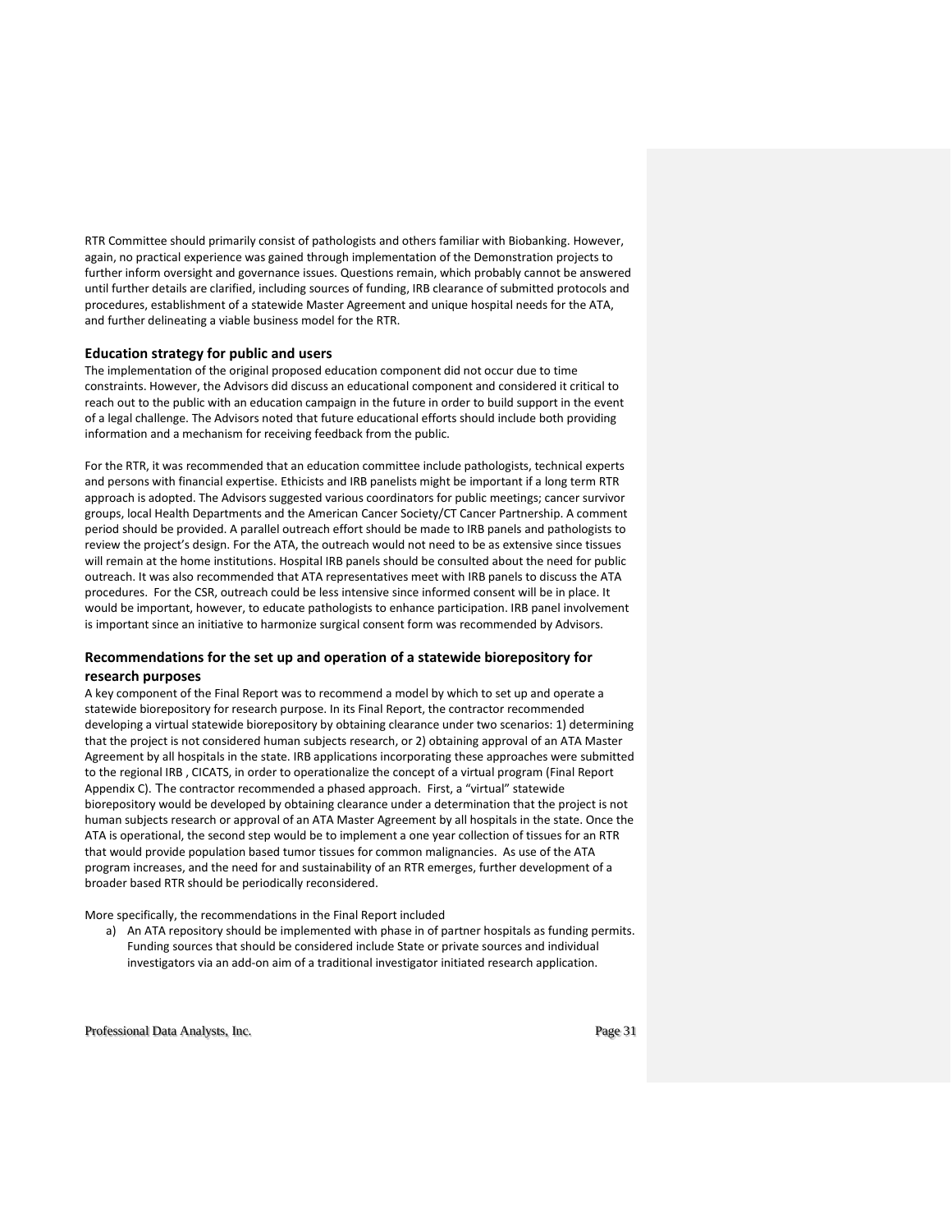RTR Committee should primarily consist of pathologists and others familiar with Biobanking. However, again, no practical experience was gained through implementation of the Demonstration projects to further inform oversight and governance issues. Questions remain, which probably cannot be answered until further details are clarified, including sources of funding, IRB clearance of submitted protocols and procedures, establishment of a statewide Master Agreement and unique hospital needs for the ATA, and further delineating a viable business model for the RTR.

### Education strategy for public and users

The implementation of the original proposed education component did not occur due to time constraints. However, the Advisors did discuss an educational component and considered it critical to reach out to the public with an education campaign in the future in order to build support in the event of a legal challenge. The Advisors noted that future educational efforts should include both providing information and a mechanism for receiving feedback from the public.

For the RTR, it was recommended that an education committee include pathologists, technical experts and persons with financial expertise. Ethicists and IRB panelists might be important if a long term RTR approach is adopted. The Advisors suggested various coordinators for public meetings; cancer survivor groups, local Health Departments and the American Cancer Society/CT Cancer Partnership. A comment period should be provided. A parallel outreach effort should be made to IRB panels and pathologists to review the project's design. For the ATA, the outreach would not need to be as extensive since tissues will remain at the home institutions. Hospital IRB panels should be consulted about the need for public outreach. It was also recommended that ATA representatives meet with IRB panels to discuss the ATA procedures. For the CSR, outreach could be less intensive since informed consent will be in place. It would be important, however, to educate pathologists to enhance participation. IRB panel involvement is important since an initiative to harmonize surgical consent form was recommended by Advisors.

### Recommendations for the set up and operation of a statewide biorepository for research purposes

A key component of the Final Report was to recommend a model by which to set up and operate a statewide biorepository for research purpose. In its Final Report, the contractor recommended developing a virtual statewide biorepository by obtaining clearance under two scenarios: 1) determining that the project is not considered human subjects research, or 2) obtaining approval of an ATA Master Agreement by all hospitals in the state. IRB applications incorporating these approaches were submitted to the regional IRB , CICATS, in order to operationalize the concept of a virtual program (Final Report Appendix C). The contractor recommended a phased approach. First, a "virtual" statewide biorepository would be developed by obtaining clearance under a determination that the project is not human subjects research or approval of an ATA Master Agreement by all hospitals in the state. Once the ATA is operational, the second step would be to implement a one year collection of tissues for an RTR that would provide population based tumor tissues for common malignancies. As use of the ATA program increases, and the need for and sustainability of an RTR emerges, further development of a broader based RTR should be periodically reconsidered.

More specifically, the recommendations in the Final Report included

a) An ATA repository should be implemented with phase in of partner hospitals as funding permits. Funding sources that should be considered include State or private sources and individual investigators via an add-on aim of a traditional investigator initiated research application.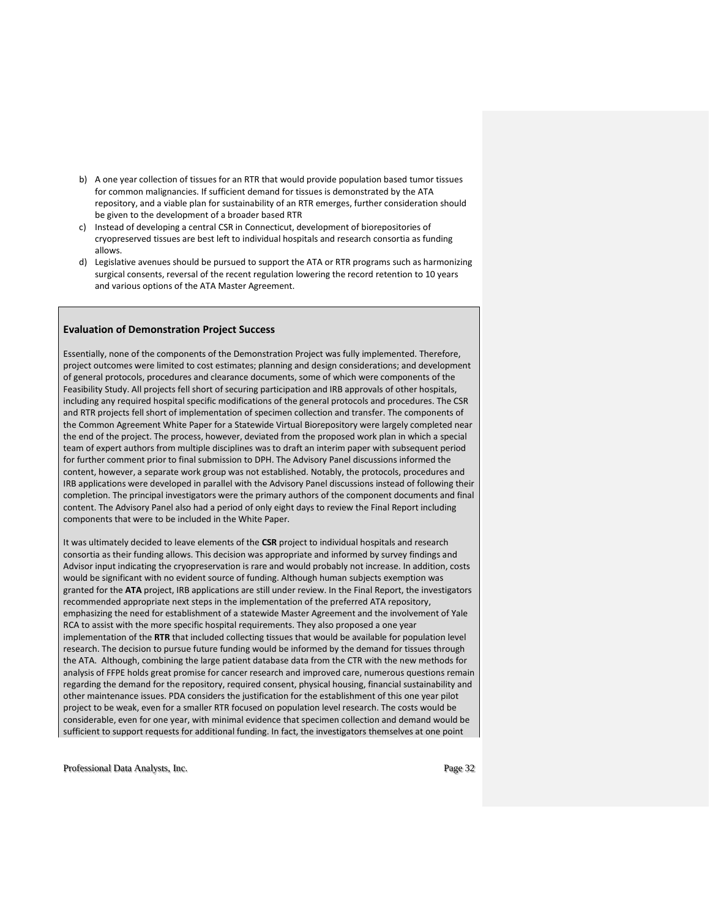b) A one year collection of tissues for an RTR that would provide population based tumor tissues for common malignancies. If sufficient demand for tissues is demonstrated by the ATA repository, and a viable plan for sustainability of an RTR emerges, further consideration should be given to the development of a broader based RTR

c) Instead of developing a central CSR in Connecticut, development of biorepositories of cryopreserved tissues are best left to individual hospitals and research consortia as funding allows.

d) Legislative avenues should be pursued to support the ATA or RTR programs such as harmonizing surgical consents, reversal of the recent regulation lowering the record retention to 10 years and various options of the ATA Master Agreement.

## Evaluation of Demonstration Project Success

Essentially, none of the components of the Demonstration Project was fully implemented. Therefore, project outcomes were limited to cost estimates; planning and design considerations; and development of general protocols, procedures and clearance documents, some of which were components of the Feasibility Study. All projects fell short of securing participation and IRB approvals of other hospitals, including any required hospital specific modifications of the general protocols and procedures. The CSR and RTR projects fell short of implementation of specimen collection and transfer. The components of the Common Agreement White Paper for a Statewide Virtual Biorepository were largely completed near the end of the project. The process, however, deviated from the proposed work plan in which a special team of expert authors from multiple disciplines was to draft an interim paper with subsequent period for further comment prior to final submission to DPH. The Advisory Panel discussions informed the content, however, a separate work group was not established. Notably, the protocols, procedures and IRB applications were developed in parallel with the Advisory Panel discussions instead of following their completion. The principal investigators were the primary authors of the component documents and final content. The Advisory Panel also had a period of only eight days to review the Final Report including components that were to be included in the White Paper.

It was ultimately decided to leave elements of the **CSR** project to individual hospitals and research consortia as their funding allows. This decision was appropriate and informed by survey findings and Advisor input indicating the cryopreservation is rare and would probably not increase. In addition, costs would be significant with no evident source of funding. Although human subjects exemption was granted for the **ATA** project, IRB applications are still under review. In the Final Report, the investigators recommended appropriate next steps in the implementation of the preferred ATA repository, emphasizing the need for establishment of a statewide Master Agreement and the involvement of Yale RCA to assist with the more specific hospital requirements. They also proposed a one year implementation of the **RTR** that included collecting tissues that would be available for population level research. The decision to pursue future funding would be informed by the demand for tissues through the ATA. Although, combining the large patient database data from the CTR with the new methods for analysis of FFPE holds great promise for cancer research and improved care, numerous questions remain regarding the demand for the repository, required consent, physical housing, financial sustainability and other maintenance issues. PDA considers the justification for the establishment of this one year pilot project to be weak, even for a smaller RTR focused on population level research. The costs would be considerable, even for one year, with minimal evidence that specimen collection and demand would be sufficient to support requests for additional funding. In fact, the investigators themselves at one point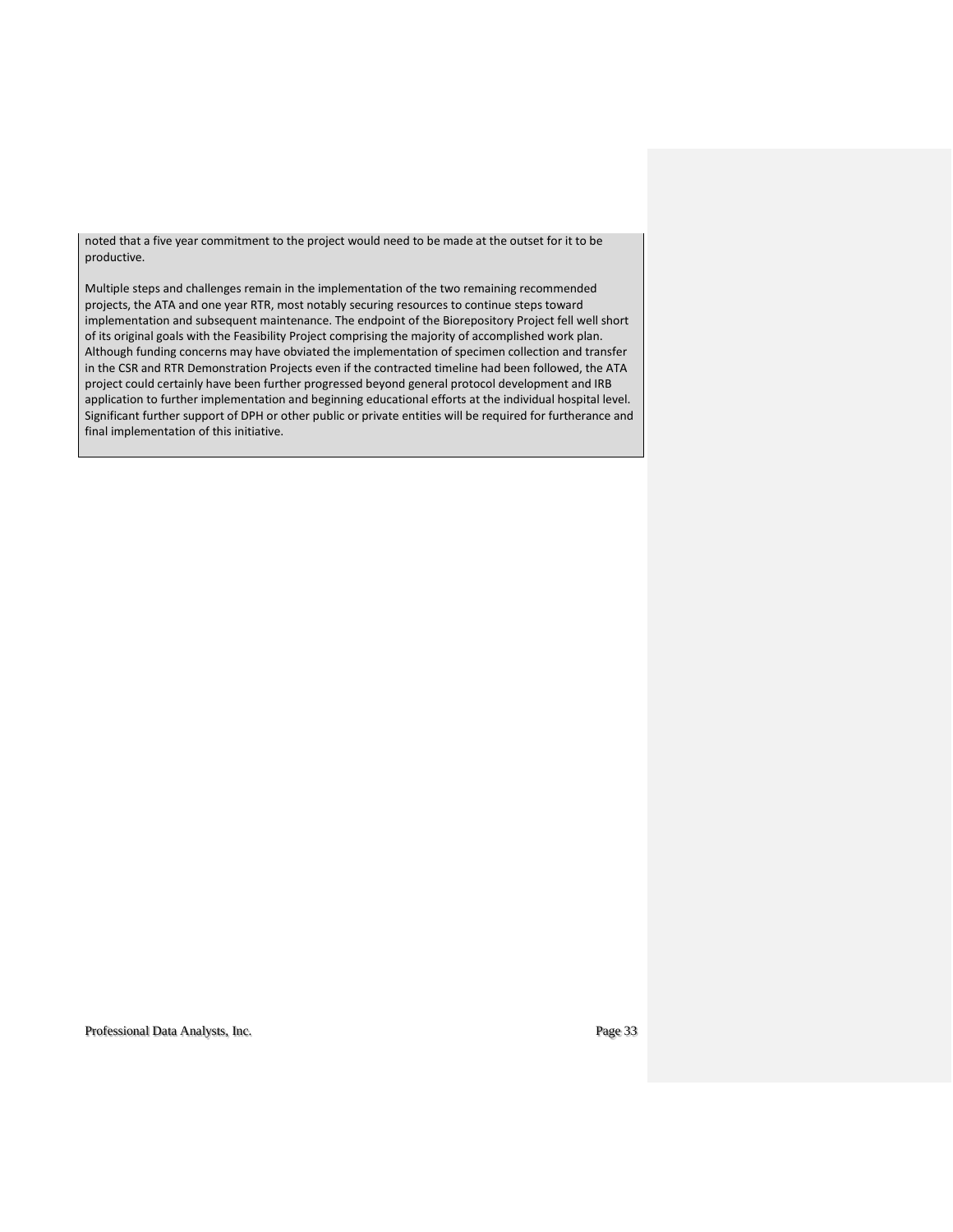noted that a five year commitment to the project would need to be made at the outset for it to be productive.

Multiple steps and challenges remain in the implementation of the two remaining recommended projects, the ATA and one year RTR, most notably securing resources to continue steps toward implementation and subsequent maintenance. The endpoint of the Biorepository Project fell well short of its original goals with the Feasibility Project comprising the majority of accomplished work plan. Although funding concerns may have obviated the implementation of specimen collection and transfer in the CSR and RTR Demonstration Projects even if the contracted timeline had been followed, the ATA project could certainly have been further progressed beyond general protocol development and IRB application to further implementation and beginning educational efforts at the individual hospital level. Significant further support of DPH or other public or private entities will be required for furtherance and final implementation of this initiative.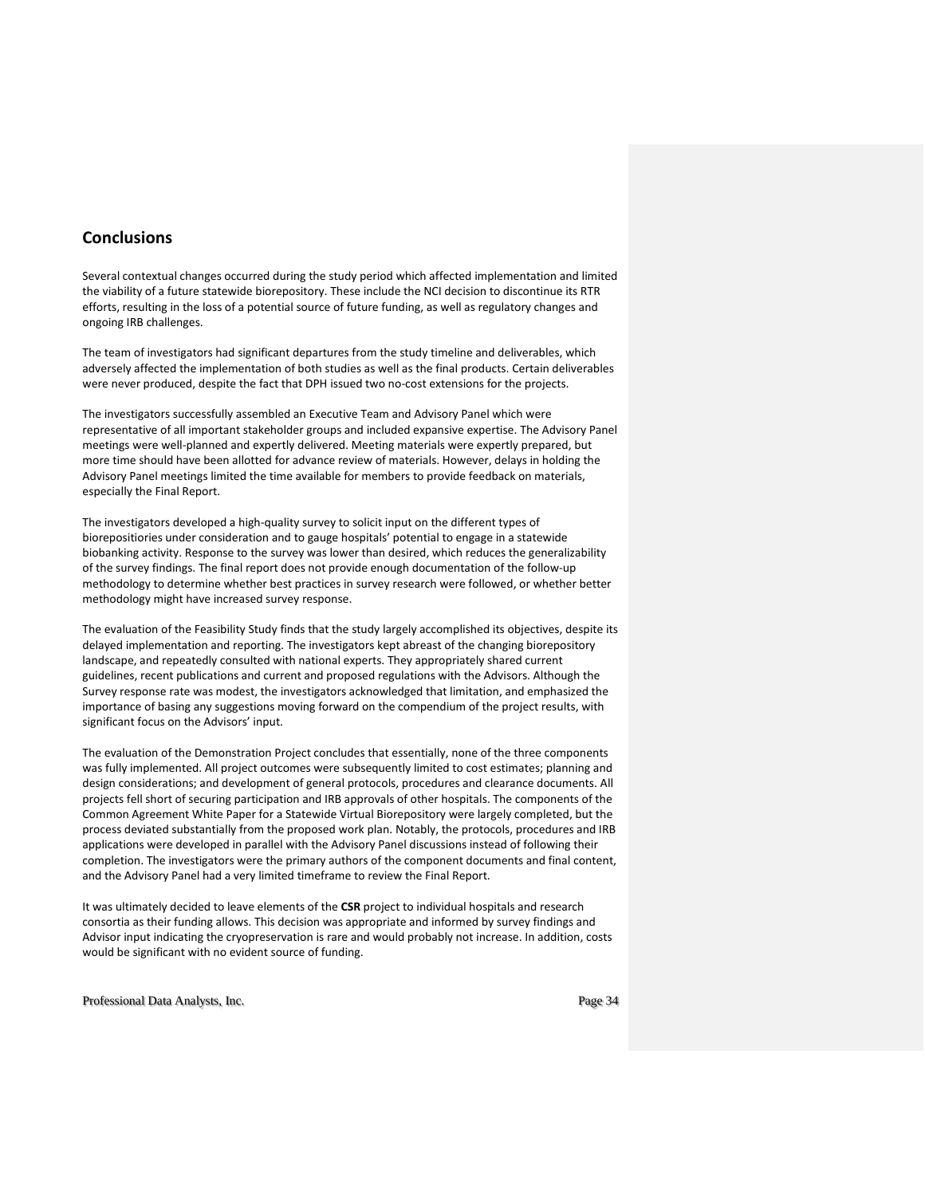## Conclusions

Several contextual changes occurred during the study period which affected implementation and limited the viability of a future statewide biorepository. These include the NCI decision to discontinue its RTR efforts, resulting in the loss of a potential source of future funding, as well as regulatory changes and ongoing IRB challenges.

The team of investigators had significant departures from the study timeline and deliverables, which adversely affected the implementation of both studies as well as the final products. Certain deliverables were never produced, despite the fact that DPH issued two no-cost extensions for the projects.

The investigators successfully assembled an Executive Team and Advisory Panel which were representative of all important stakeholder groups and included expansive expertise. The Advisory Panel meetings were well-planned and expertly delivered. Meeting materials were expertly prepared, but more time should have been allotted for advance review of materials. However, delays in holding the Advisory Panel meetings limited the time available for members to provide feedback on materials, especially the Final Report.

The investigators developed a high-quality survey to solicit input on the different types of biorepositiories under consideration and to gauge hospitals' potential to engage in a statewide biobanking activity. Response to the survey was lower than desired, which reduces the generalizability of the survey findings. The final report does not provide enough documentation of the follow-up methodology to determine whether best practices in survey research were followed, or whether better methodology might have increased survey response.

The evaluation of the Feasibility Study finds that the study largely accomplished its objectives, despite its delayed implementation and reporting. The investigators kept abreast of the changing biorepository landscape, and repeatedly consulted with national experts. They appropriately shared current guidelines, recent publications and current and proposed regulations with the Advisors. Although the Survey response rate was modest, the investigators acknowledged that limitation, and emphasized the importance of basing any suggestions moving forward on the compendium of the project results, with significant focus on the Advisors' input.

The evaluation of the Demonstration Project concludes that essentially, none of the three components was fully implemented. All project outcomes were subsequently limited to cost estimates; planning and design considerations; and development of general protocols, procedures and clearance documents. All projects fell short of securing participation and IRB approvals of other hospitals. The components of the Common Agreement White Paper for a Statewide Virtual Biorepository were largely completed, but the process deviated substantially from the proposed work plan. Notably, the protocols, procedures and IRB applications were developed in parallel with the Advisory Panel discussions instead of following their completion. The investigators were the primary authors of the component documents and final content, and the Advisory Panel had a very limited timeframe to review the Final Report.

It was ultimately decided to leave elements of the **CSR** project to individual hospitals and research consortia as their funding allows. This decision was appropriate and informed by survey findings and Advisor input indicating the cryopreservation is rare and would probably not increase. In addition, costs would be significant with no evident source of funding.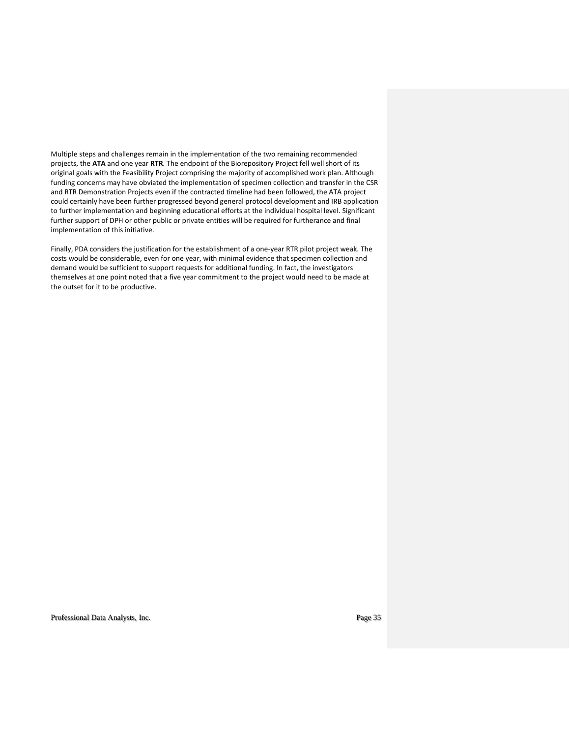Multiple steps and challenges remain in the implementation of the two remaining recommended projects, the **ATA** and one year **RTR**. The endpoint of the Biorepository Project fell well short of its original goals with the Feasibility Project comprising the majority of accomplished work plan. Although funding concerns may have obviated the implementation of specimen collection and transfer in the CSR and RTR Demonstration Projects even if the contracted timeline had been followed, the ATA project could certainly have been further progressed beyond general protocol development and IRB application to further implementation and beginning educational efforts at the individual hospital level. Significant further support of DPH or other public or private entities will be required for furtherance and final implementation of this initiative.

Finally, PDA considers the justification for the establishment of a one-year RTR pilot project weak. The costs would be considerable, even for one year, with minimal evidence that specimen collection and demand would be sufficient to support requests for additional funding. In fact, the investigators themselves at one point noted that a five year commitment to the project would need to be made at the outset for it to be productive.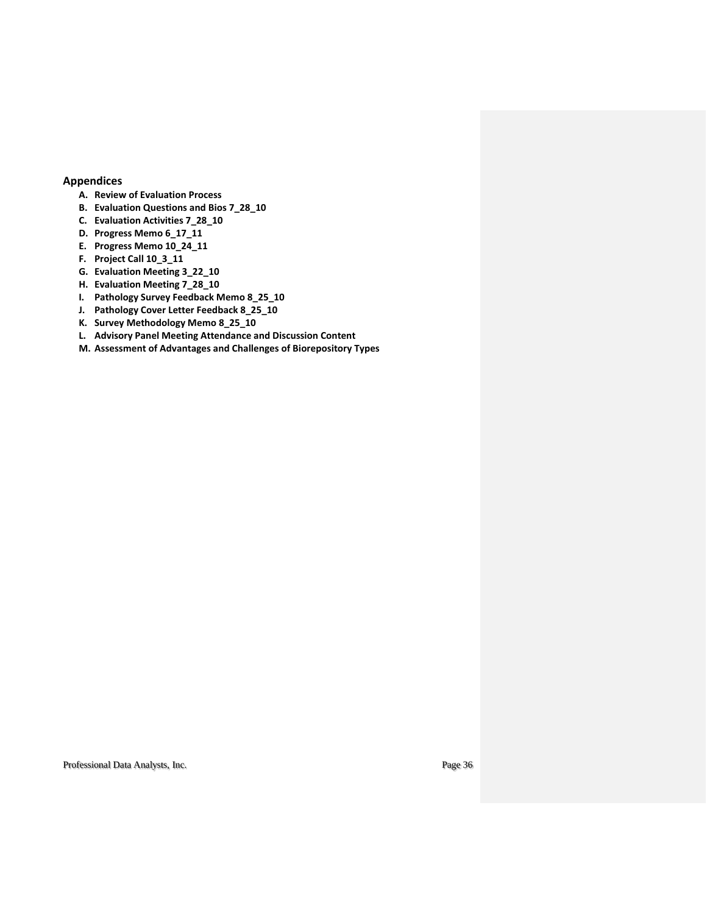## Appendices

A. **Review of Evaluation Process**
B. **Evaluation Questions and Bios 7_28_10**
C. **Evaluation Activities 7_28_10**
D. **Progress Memo 6_17_11**
E. **Progress Memo 10_24_11**
F. **Project Call 10_3_11**
G. **Evaluation Meeting 3_22_10**
H. **Evaluation Meeting 7_28_10**
I. **Pathology Survey Feedback Memo 8_25_10**
J. **Pathology Cover Letter Feedback 8_25_10**
K. **Survey Methodology Memo 8_25_10**
L. **Advisory Panel Meeting Attendance and Discussion Content**
M. **Assessment of Advantages and Challenges of Biorepository Types**